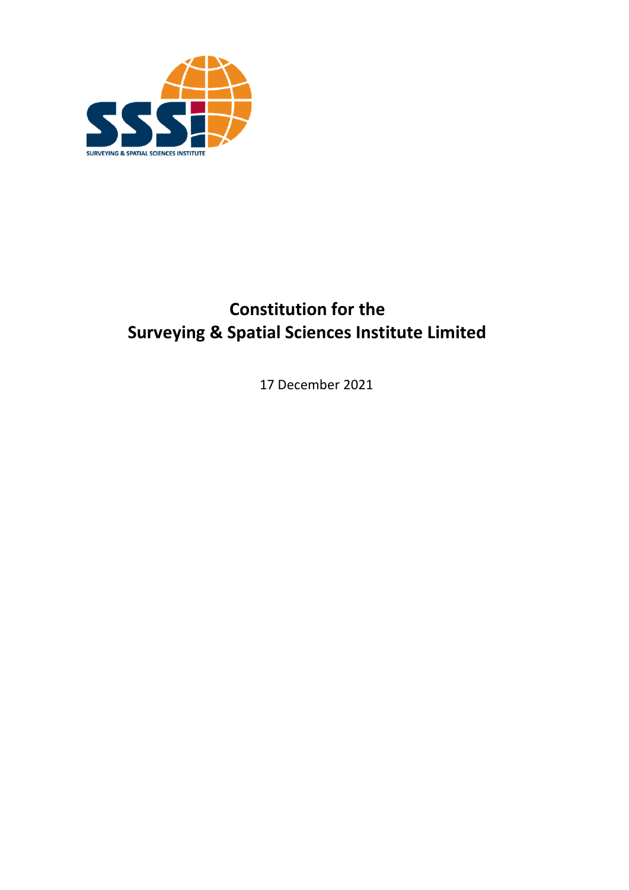SURVEYING & SPATIAL SCIENCES INSTITUTE

# Constitution for the Surveying & Spatial Sciences Institute Limited

17 December 2021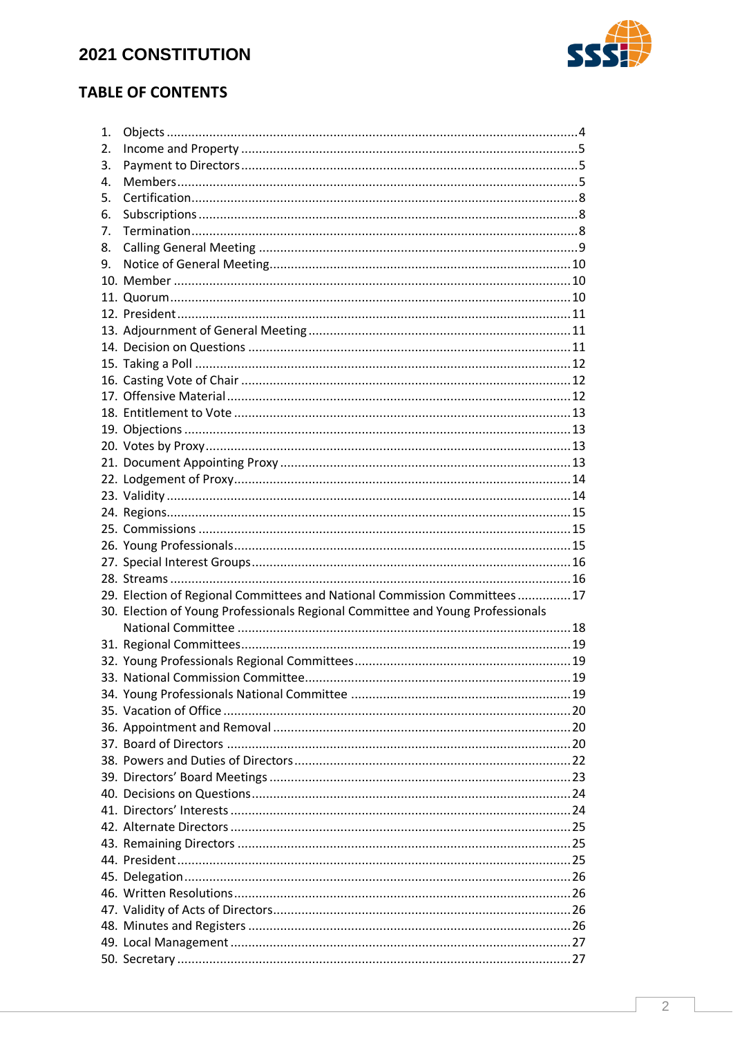# 2021 CONSTITUTION

## TABLE OF CONTENTS

1. Objects ... 4
2. Income and Property ... 5
3. Payment to Directors ... 5
4. Members ... 5
5. Certification ... 8
6. Subscriptions ... 8
7. Termination ... 8
8. Calling General Meeting ... 9
9. Notice of General Meeting ... 10
10. Member ... 10
11. Quorum ... 10
12. President ... 11
13. Adjournment of General Meeting ... 11
14. Decision on Questions ... 11
15. Taking a Poll ... 12
16. Casting Vote of Chair ... 12
17. Offensive Material ... 12
18. Entitlement to Vote ... 13
19. Objections ... 13
20. Votes by Proxy ... 13
21. Document Appointing Proxy ... 13
22. Lodgement of Proxy ... 14
23. Validity ... 14
24. Regions ... 15
25. Commissions ... 15
26. Young Professionals ... 15
27. Special Interest Groups ... 16
28. Streams ... 16
29. Election of Regional Committees and National Commission Committees ... 17
30. Election of Young Professionals Regional Committee and Young Professionals National Committee ... 18
31. Regional Committees ... 19
32. Young Professionals Regional Committees ... 19
33. National Commission Committee ... 19
34. Young Professionals National Committee ... 19
35. Vacation of Office ... 20
36. Appointment and Removal ... 20
37. Board of Directors ... 20
38. Powers and Duties of Directors ... 22
39. Directors' Board Meetings ... 23
40. Decisions on Questions ... 24
41. Directors' Interests ... 24
42. Alternate Directors ... 25
43. Remaining Directors ... 25
44. President ... 25
45. Delegation ... 26
46. Written Resolutions ... 26
47. Validity of Acts of Directors ... 26
48. Minutes and Registers ... 26
49. Local Management ... 27
50. Secretary ... 27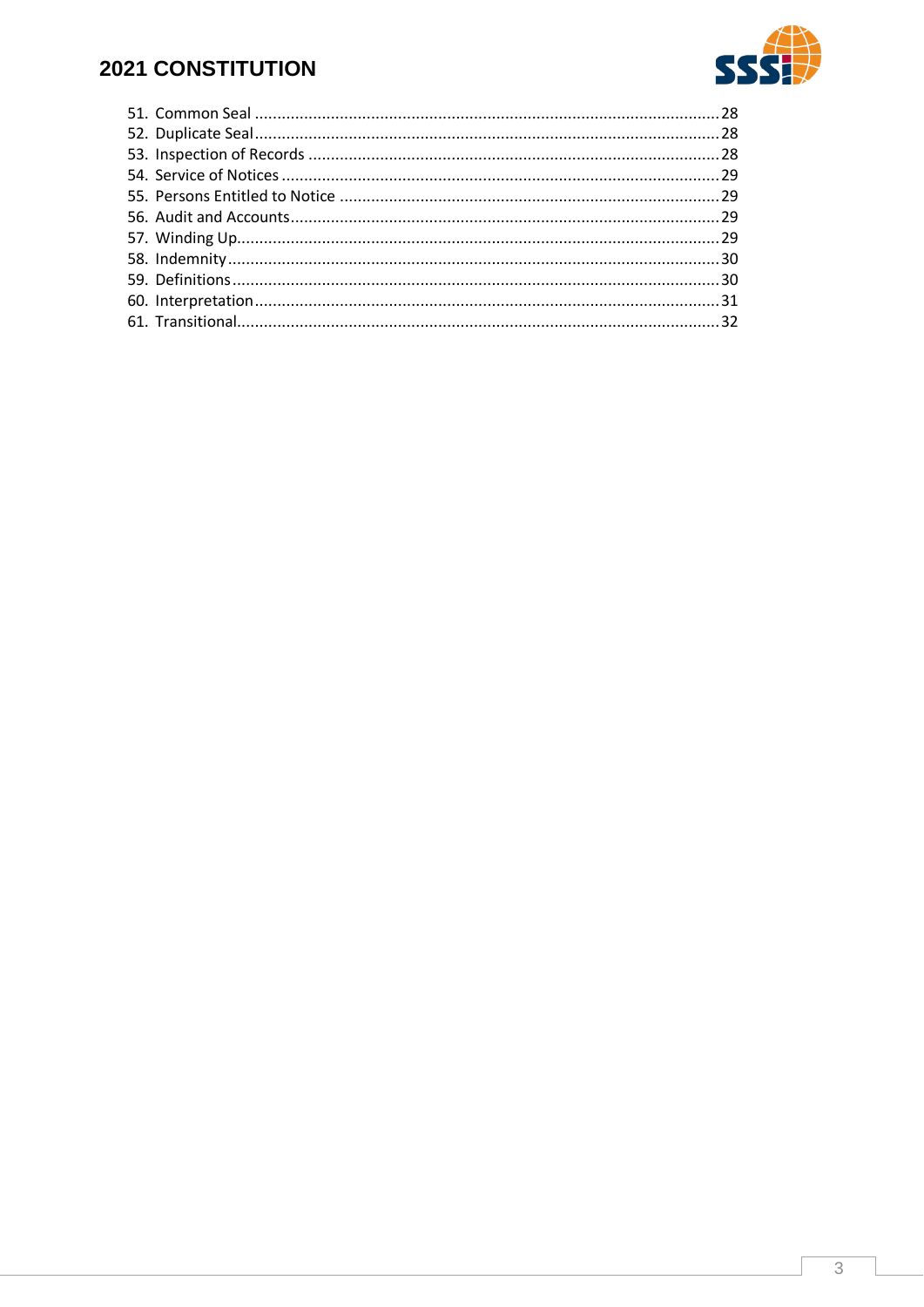51. Common Seal ........................................................................................................ 28
52. Duplicate Seal ....................................................................................................... 28
53. Inspection of Records ........................................................................................... 28
54. Service of Notices ................................................................................................. 29
55. Persons Entitled to Notice .................................................................................... 29
56. Audit and Accounts ............................................................................................... 29
57. Winding Up ........................................................................................................... 29
58. Indemnity ............................................................................................................. 30
59. Definitions ............................................................................................................ 30
60. Interpretation ....................................................................................................... 31
61. Transitional ........................................................................................................... 32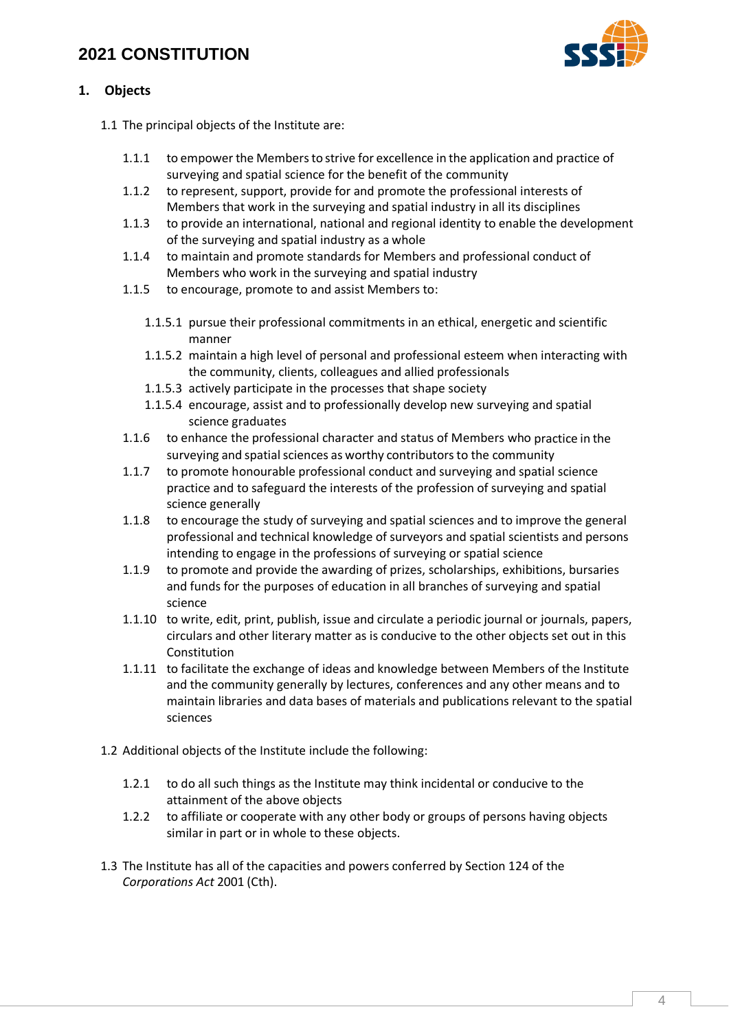## 1. Objects

1.1 The principal objects of the Institute are:

- 1.1.1 to empower the Members to strive for excellence in the application and practice of surveying and spatial science for the benefit of the community
- 1.1.2 to represent, support, provide for and promote the professional interests of Members that work in the surveying and spatial industry in all its disciplines
- 1.1.3 to provide an international, national and regional identity to enable the development of the surveying and spatial industry as a whole
- 1.1.4 to maintain and promote standards for Members and professional conduct of Members who work in the surveying and spatial industry
- 1.1.5 to encourage, promote to and assist Members to:
  - 1.1.5.1 pursue their professional commitments in an ethical, energetic and scientific manner
  - 1.1.5.2 maintain a high level of personal and professional esteem when interacting with the community, clients, colleagues and allied professionals
  - 1.1.5.3 actively participate in the processes that shape society
  - 1.1.5.4 encourage, assist and to professionally develop new surveying and spatial science graduates
- 1.1.6 to enhance the professional character and status of Members who practice in the surveying and spatial sciences as worthy contributors to the community
- 1.1.7 to promote honourable professional conduct and surveying and spatial science practice and to safeguard the interests of the profession of surveying and spatial science generally
- 1.1.8 to encourage the study of surveying and spatial sciences and to improve the general professional and technical knowledge of surveyors and spatial scientists and persons intending to engage in the professions of surveying or spatial science
- 1.1.9 to promote and provide the awarding of prizes, scholarships, exhibitions, bursaries and funds for the purposes of education in all branches of surveying and spatial science
- 1.1.10 to write, edit, print, publish, issue and circulate a periodic journal or journals, papers, circulars and other literary matter as is conducive to the other objects set out in this Constitution
- 1.1.11 to facilitate the exchange of ideas and knowledge between Members of the Institute and the community generally by lectures, conferences and any other means and to maintain libraries and data bases of materials and publications relevant to the spatial sciences

1.2 Additional objects of the Institute include the following:

- 1.2.1 to do all such things as the Institute may think incidental or conducive to the attainment of the above objects
- 1.2.2 to affiliate or cooperate with any other body or groups of persons having objects similar in part or in whole to these objects.

1.3 The Institute has all of the capacities and powers conferred by Section 124 of the *Corporations Act* 2001 (Cth).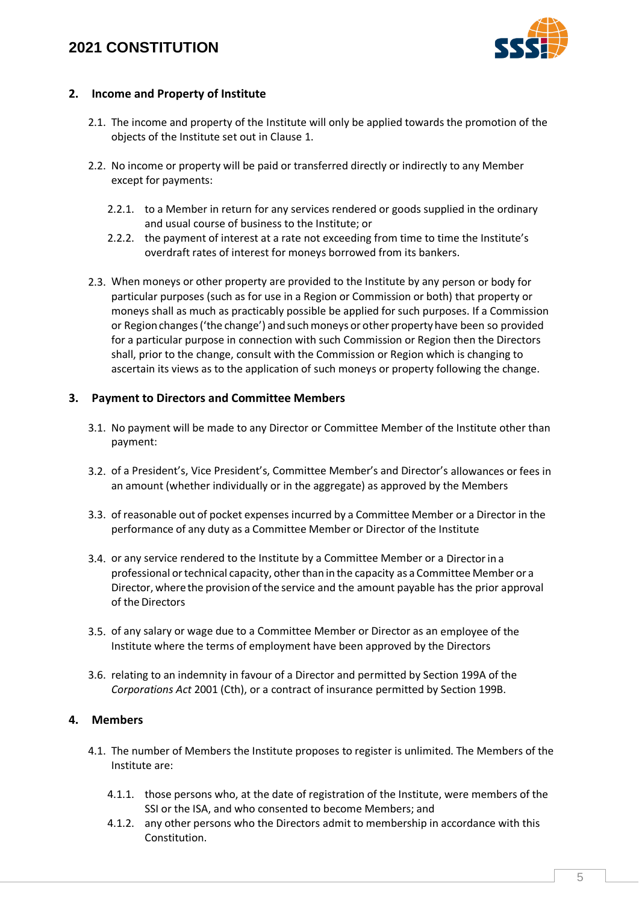## 2. Income and Property of Institute

2.1. The income and property of the Institute will only be applied towards the promotion of the objects of the Institute set out in Clause 1.

2.2. No income or property will be paid or transferred directly or indirectly to any Member except for payments:

2.2.1. to a Member in return for any services rendered or goods supplied in the ordinary and usual course of business to the Institute; or

2.2.2. the payment of interest at a rate not exceeding from time to time the Institute's overdraft rates of interest for moneys borrowed from its bankers.

2.3. When moneys or other property are provided to the Institute by any person or body for particular purposes (such as for use in a Region or Commission or both) that property or moneys shall as much as practicably possible be applied for such purposes. If a Commission or Region changes ('the change') and such moneys or other property have been so provided for a particular purpose in connection with such Commission or Region then the Directors shall, prior to the change, consult with the Commission or Region which is changing to ascertain its views as to the application of such moneys or property following the change.

## 3. Payment to Directors and Committee Members

3.1. No payment will be made to any Director or Committee Member of the Institute other than payment:

3.2. of a President's, Vice President's, Committee Member's and Director's allowances or fees in an amount (whether individually or in the aggregate) as approved by the Members

3.3. of reasonable out of pocket expenses incurred by a Committee Member or a Director in the performance of any duty as a Committee Member or Director of the Institute

3.4. or any service rendered to the Institute by a Committee Member or a Director in a professional or technical capacity, other than in the capacity as a Committee Member or a Director, where the provision of the service and the amount payable has the prior approval of the Directors

3.5. of any salary or wage due to a Committee Member or Director as an employee of the Institute where the terms of employment have been approved by the Directors

3.6. relating to an indemnity in favour of a Director and permitted by Section 199A of the *Corporations Act* 2001 (Cth), or a contract of insurance permitted by Section 199B.

## 4. Members

4.1. The number of Members the Institute proposes to register is unlimited. The Members of the Institute are:

4.1.1. those persons who, at the date of registration of the Institute, were members of the SSI or the ISA, and who consented to become Members; and

4.1.2. any other persons who the Directors admit to membership in accordance with this Constitution.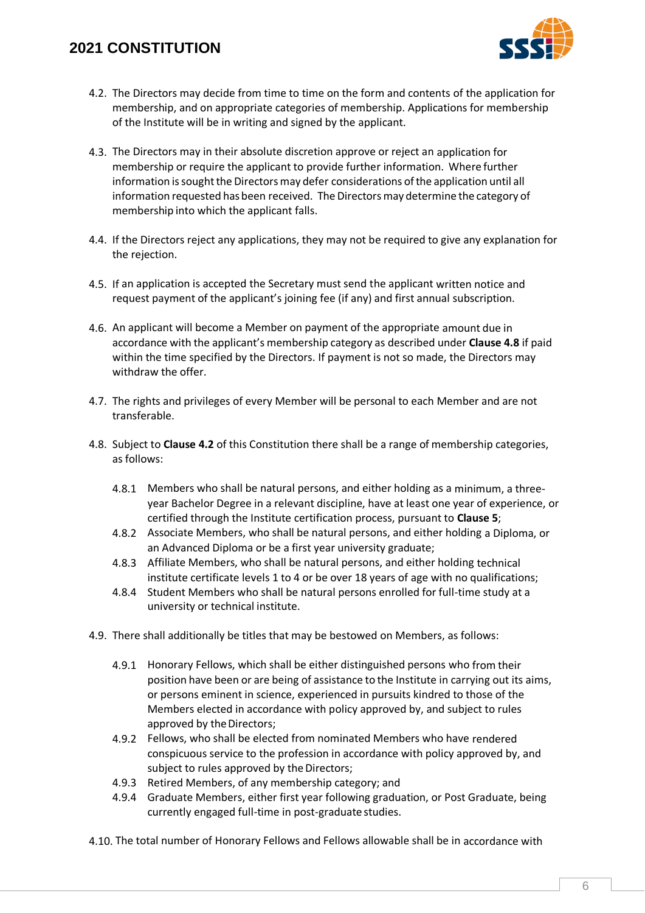4.2. The Directors may decide from time to time on the form and contents of the application for membership, and on appropriate categories of membership. Applications for membership of the Institute will be in writing and signed by the applicant.

4.3. The Directors may in their absolute discretion approve or reject an application for membership or require the applicant to provide further information. Where further information is sought the Directors may defer considerations of the application until all information requested has been received. The Directors may determine the category of membership into which the applicant falls.

4.4. If the Directors reject any applications, they may not be required to give any explanation for the rejection.

4.5. If an application is accepted the Secretary must send the applicant written notice and request payment of the applicant's joining fee (if any) and first annual subscription.

4.6. An applicant will become a Member on payment of the appropriate amount due in accordance with the applicant's membership category as described under **Clause 4.8** if paid within the time specified by the Directors. If payment is not so made, the Directors may withdraw the offer.

4.7. The rights and privileges of every Member will be personal to each Member and are not transferable.

4.8. Subject to **Clause 4.2** of this Constitution there shall be a range of membership categories, as follows:

- 4.8.1 Members who shall be natural persons, and either holding as a minimum, a three-year Bachelor Degree in a relevant discipline, have at least one year of experience, or certified through the Institute certification process, pursuant to **Clause 5**;
- 4.8.2 Associate Members, who shall be natural persons, and either holding a Diploma, or an Advanced Diploma or be a first year university graduate;
- 4.8.3 Affiliate Members, who shall be natural persons, and either holding technical institute certificate levels 1 to 4 or be over 18 years of age with no qualifications;
- 4.8.4 Student Members who shall be natural persons enrolled for full-time study at a university or technical institute.

4.9. There shall additionally be titles that may be bestowed on Members, as follows:

- 4.9.1 Honorary Fellows, which shall be either distinguished persons who from their position have been or are being of assistance to the Institute in carrying out its aims, or persons eminent in science, experienced in pursuits kindred to those of the Members elected in accordance with policy approved by, and subject to rules approved by the Directors;
- 4.9.2 Fellows, who shall be elected from nominated Members who have rendered conspicuous service to the profession in accordance with policy approved by, and subject to rules approved by the Directors;
- 4.9.3 Retired Members, of any membership category; and
- 4.9.4 Graduate Members, either first year following graduation, or Post Graduate, being currently engaged full-time in post-graduate studies.

4.10. The total number of Honorary Fellows and Fellows allowable shall be in accordance with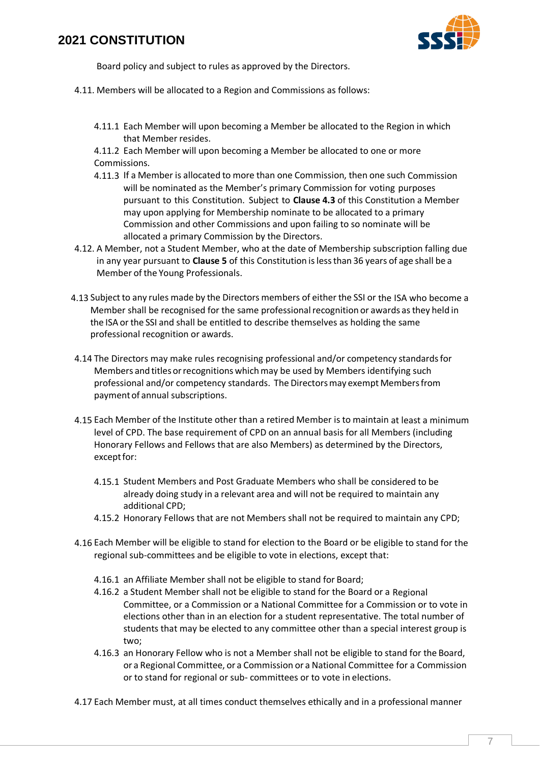Board policy and subject to rules as approved by the Directors.

4.11. Members will be allocated to a Region and Commissions as follows:

4.11.1 Each Member will upon becoming a Member be allocated to the Region in which that Member resides.

4.11.2 Each Member will upon becoming a Member be allocated to one or more Commissions.

4.11.3 If a Member is allocated to more than one Commission, then one such Commission will be nominated as the Member's primary Commission for voting purposes pursuant to this Constitution. Subject to **Clause 4.3** of this Constitution a Member may upon applying for Membership nominate to be allocated to a primary Commission and other Commissions and upon failing to so nominate will be allocated a primary Commission by the Directors.

4.12. A Member, not a Student Member, who at the date of Membership subscription falling due in any year pursuant to **Clause 5** of this Constitution is less than 36 years of age shall be a Member of the Young Professionals.

4.13 Subject to any rules made by the Directors members of either the SSI or the ISA who become a Member shall be recognised for the same professional recognition or awards as they held in the ISA or the SSI and shall be entitled to describe themselves as holding the same professional recognition or awards.

4.14 The Directors may make rules recognising professional and/or competency standards for Members and titles or recognitions which may be used by Members identifying such professional and/or competency standards. The Directors may exempt Members from payment of annual subscriptions.

4.15 Each Member of the Institute other than a retired Member is to maintain at least a minimum level of CPD. The base requirement of CPD on an annual basis for all Members (including Honorary Fellows and Fellows that are also Members) as determined by the Directors, except for:

4.15.1 Student Members and Post Graduate Members who shall be considered to be already doing study in a relevant area and will not be required to maintain any additional CPD;

4.15.2 Honorary Fellows that are not Members shall not be required to maintain any CPD;

4.16 Each Member will be eligible to stand for election to the Board or be eligible to stand for the regional sub-committees and be eligible to vote in elections, except that:

4.16.1 an Affiliate Member shall not be eligible to stand for Board;

4.16.2 a Student Member shall not be eligible to stand for the Board or a Regional Committee, or a Commission or a National Committee for a Commission or to vote in elections other than in an election for a student representative. The total number of students that may be elected to any committee other than a special interest group is two;

4.16.3 an Honorary Fellow who is not a Member shall not be eligible to stand for the Board, or a Regional Committee, or a Commission or a National Committee for a Commission or to stand for regional or sub- committees or to vote in elections.

4.17 Each Member must, at all times conduct themselves ethically and in a professional manner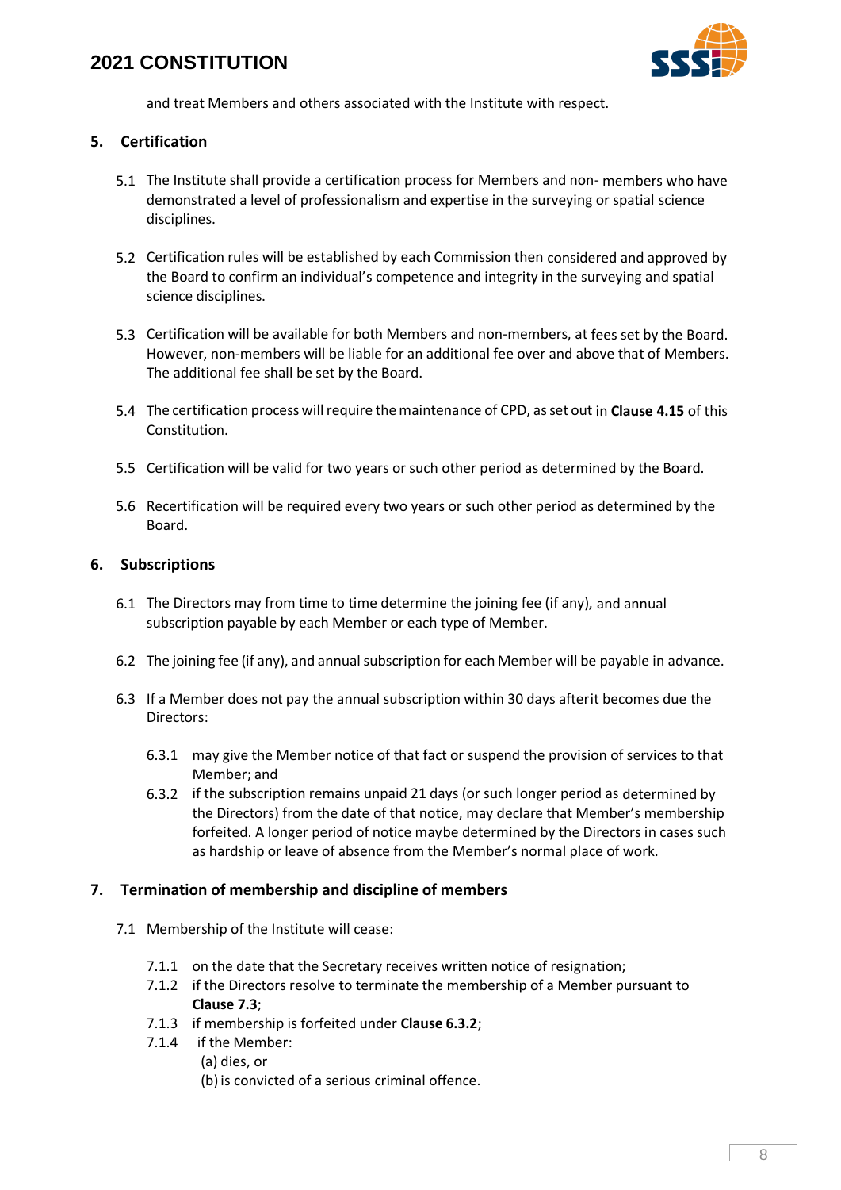and treat Members and others associated with the Institute with respect.

## 5. Certification

5.1 The Institute shall provide a certification process for Members and non- members who have demonstrated a level of professionalism and expertise in the surveying or spatial science disciplines.

5.2 Certification rules will be established by each Commission then considered and approved by the Board to confirm an individual's competence and integrity in the surveying and spatial science disciplines.

5.3 Certification will be available for both Members and non-members, at fees set by the Board. However, non-members will be liable for an additional fee over and above that of Members. The additional fee shall be set by the Board.

5.4 The certification process will require the maintenance of CPD, as set out in **Clause 4.15** of this Constitution.

5.5 Certification will be valid for two years or such other period as determined by the Board.

5.6 Recertification will be required every two years or such other period as determined by the Board.

## 6. Subscriptions

6.1 The Directors may from time to time determine the joining fee (if any), and annual subscription payable by each Member or each type of Member.

6.2 The joining fee (if any), and annual subscription for each Member will be payable in advance.

6.3 If a Member does not pay the annual subscription within 30 days afterit becomes due the Directors:

6.3.1 may give the Member notice of that fact or suspend the provision of services to that Member; and

6.3.2 if the subscription remains unpaid 21 days (or such longer period as determined by the Directors) from the date of that notice, may declare that Member's membership forfeited. A longer period of notice maybe determined by the Directors in cases such as hardship or leave of absence from the Member's normal place of work.

## 7. Termination of membership and discipline of members

7.1 Membership of the Institute will cease:

7.1.1 on the date that the Secretary receives written notice of resignation;

7.1.2 if the Directors resolve to terminate the membership of a Member pursuant to **Clause 7.3**;

7.1.3 if membership is forfeited under **Clause 6.3.2**;

7.1.4 if the Member:

(a) dies, or

(b) is convicted of a serious criminal offence.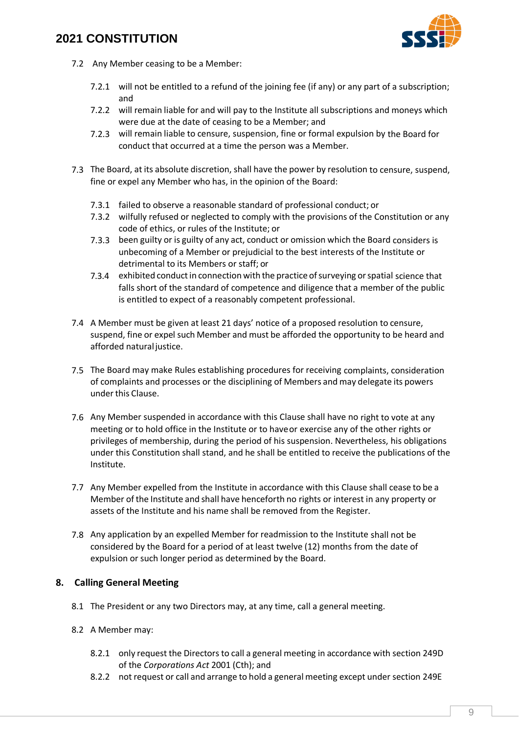7.2 Any Member ceasing to be a Member:

7.2.1 will not be entitled to a refund of the joining fee (if any) or any part of a subscription; and

7.2.2 will remain liable for and will pay to the Institute all subscriptions and moneys which were due at the date of ceasing to be a Member; and

7.2.3 will remain liable to censure, suspension, fine or formal expulsion by the Board for conduct that occurred at a time the person was a Member.

7.3 The Board, at its absolute discretion, shall have the power by resolution to censure, suspend, fine or expel any Member who has, in the opinion of the Board:

7.3.1 failed to observe a reasonable standard of professional conduct; or

7.3.2 wilfully refused or neglected to comply with the provisions of the Constitution or any code of ethics, or rules of the Institute; or

7.3.3 been guilty or is guilty of any act, conduct or omission which the Board considers is unbecoming of a Member or prejudicial to the best interests of the Institute or detrimental to its Members or staff; or

7.3.4 exhibited conduct in connection with the practice of surveying or spatial science that falls short of the standard of competence and diligence that a member of the public is entitled to expect of a reasonably competent professional.

7.4 A Member must be given at least 21 days' notice of a proposed resolution to censure, suspend, fine or expel such Member and must be afforded the opportunity to be heard and afforded natural justice.

7.5 The Board may make Rules establishing procedures for receiving complaints, consideration of complaints and processes or the disciplining of Members and may delegate its powers under this Clause.

7.6 Any Member suspended in accordance with this Clause shall have no right to vote at any meeting or to hold office in the Institute or to have or exercise any of the other rights or privileges of membership, during the period of his suspension. Nevertheless, his obligations under this Constitution shall stand, and he shall be entitled to receive the publications of the Institute.

7.7 Any Member expelled from the Institute in accordance with this Clause shall cease to be a Member of the Institute and shall have henceforth no rights or interest in any property or assets of the Institute and his name shall be removed from the Register.

7.8 Any application by an expelled Member for readmission to the Institute shall not be considered by the Board for a period of at least twelve (12) months from the date of expulsion or such longer period as determined by the Board.

## 8. Calling General Meeting

8.1 The President or any two Directors may, at any time, call a general meeting.

8.2 A Member may:

8.2.1 only request the Directors to call a general meeting in accordance with section 249D of the *Corporations Act* 2001 (Cth); and

8.2.2 not request or call and arrange to hold a general meeting except under section 249E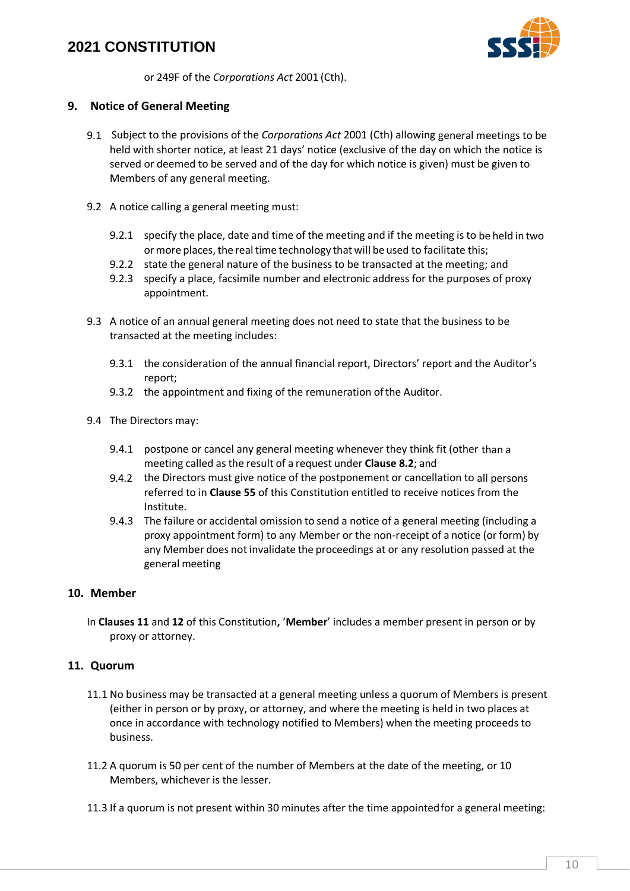or 249F of the *Corporations Act* 2001 (Cth).

## 9. Notice of General Meeting

9.1 Subject to the provisions of the *Corporations Act* 2001 (Cth) allowing general meetings to be held with shorter notice, at least 21 days' notice (exclusive of the day on which the notice is served or deemed to be served and of the day for which notice is given) must be given to Members of any general meeting.

9.2 A notice calling a general meeting must:

9.2.1 specify the place, date and time of the meeting and if the meeting is to be held in two or more places, the real time technology that will be used to facilitate this;

9.2.2 state the general nature of the business to be transacted at the meeting; and

9.2.3 specify a place, facsimile number and electronic address for the purposes of proxy appointment.

9.3 A notice of an annual general meeting does not need to state that the business to be transacted at the meeting includes:

9.3.1 the consideration of the annual financial report, Directors' report and the Auditor's report;

9.3.2 the appointment and fixing of the remuneration of the Auditor.

9.4 The Directors may:

9.4.1 postpone or cancel any general meeting whenever they think fit (other than a meeting called as the result of a request under **Clause 8.2**; and

9.4.2 the Directors must give notice of the postponement or cancellation to all persons referred to in **Clause 55** of this Constitution entitled to receive notices from the Institute.

9.4.3 The failure or accidental omission to send a notice of a general meeting (including a proxy appointment form) to any Member or the non-receipt of a notice (or form) by any Member does not invalidate the proceedings at or any resolution passed at the general meeting

## 10. Member

In **Clauses 11** and **12** of this Constitution**,** '**Member**' includes a member present in person or by proxy or attorney.

## 11. Quorum

11.1 No business may be transacted at a general meeting unless a quorum of Members is present (either in person or by proxy, or attorney, and where the meeting is held in two places at once in accordance with technology notified to Members) when the meeting proceeds to business.

11.2 A quorum is 50 per cent of the number of Members at the date of the meeting, or 10 Members, whichever is the lesser.

11.3 If a quorum is not present within 30 minutes after the time appointed for a general meeting: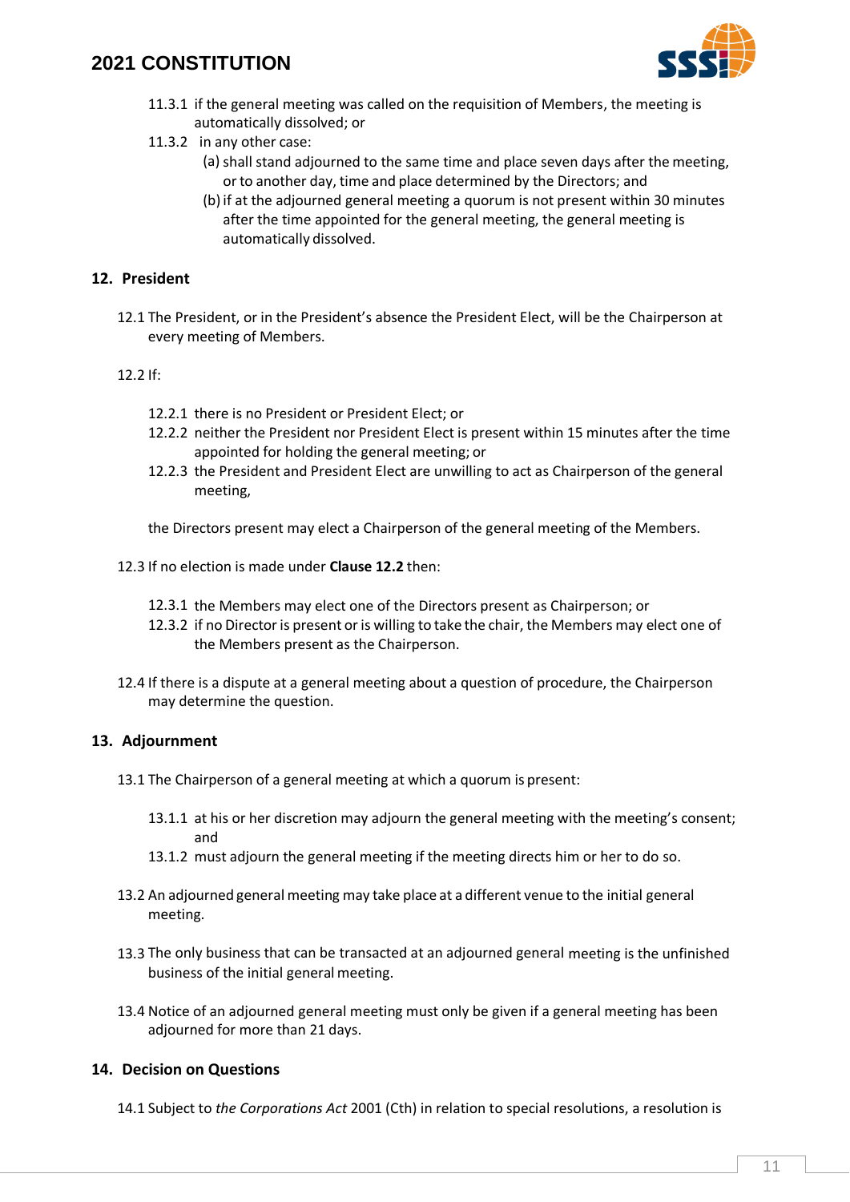11.3.1 if the general meeting was called on the requisition of Members, the meeting is automatically dissolved; or

11.3.2 in any other case:

(a) shall stand adjourned to the same time and place seven days after the meeting, or to another day, time and place determined by the Directors; and

(b) if at the adjourned general meeting a quorum is not present within 30 minutes after the time appointed for the general meeting, the general meeting is automatically dissolved.

## 12. President

12.1 The President, or in the President's absence the President Elect, will be the Chairperson at every meeting of Members.

12.2 If:

12.2.1 there is no President or President Elect; or

12.2.2 neither the President nor President Elect is present within 15 minutes after the time appointed for holding the general meeting; or

12.2.3 the President and President Elect are unwilling to act as Chairperson of the general meeting,

the Directors present may elect a Chairperson of the general meeting of the Members.

12.3 If no election is made under **Clause 12.2** then:

12.3.1 the Members may elect one of the Directors present as Chairperson; or

12.3.2 if no Director is present or is willing to take the chair, the Members may elect one of the Members present as the Chairperson.

12.4 If there is a dispute at a general meeting about a question of procedure, the Chairperson may determine the question.

## 13. Adjournment

13.1 The Chairperson of a general meeting at which a quorum is present:

13.1.1 at his or her discretion may adjourn the general meeting with the meeting's consent; and

13.1.2 must adjourn the general meeting if the meeting directs him or her to do so.

13.2 An adjourned general meeting may take place at a different venue to the initial general meeting.

13.3 The only business that can be transacted at an adjourned general meeting is the unfinished business of the initial general meeting.

13.4 Notice of an adjourned general meeting must only be given if a general meeting has been adjourned for more than 21 days.

## 14. Decision on Questions

14.1 Subject to *the Corporations Act* 2001 (Cth) in relation to special resolutions, a resolution is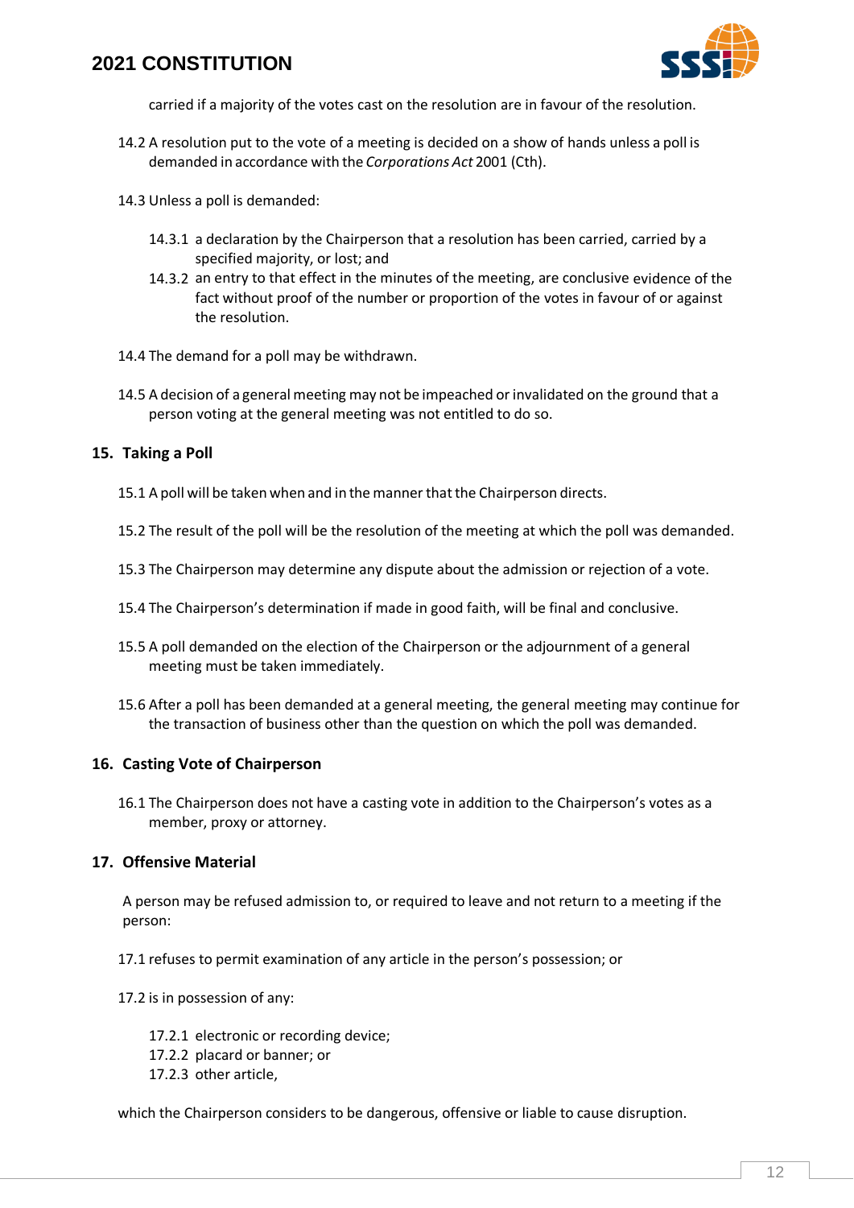carried if a majority of the votes cast on the resolution are in favour of the resolution.

14.2 A resolution put to the vote of a meeting is decided on a show of hands unless a poll is demanded in accordance with the *Corporations Act* 2001 (Cth).

14.3 Unless a poll is demanded:

- 14.3.1 a declaration by the Chairperson that a resolution has been carried, carried by a specified majority, or lost; and
- 14.3.2 an entry to that effect in the minutes of the meeting, are conclusive evidence of the fact without proof of the number or proportion of the votes in favour of or against the resolution.

14.4 The demand for a poll may be withdrawn.

14.5 A decision of a general meeting may not be impeached or invalidated on the ground that a person voting at the general meeting was not entitled to do so.

## 15. Taking a Poll

15.1 A poll will be taken when and in the manner that the Chairperson directs.

15.2 The result of the poll will be the resolution of the meeting at which the poll was demanded.

15.3 The Chairperson may determine any dispute about the admission or rejection of a vote.

15.4 The Chairperson's determination if made in good faith, will be final and conclusive.

15.5 A poll demanded on the election of the Chairperson or the adjournment of a general meeting must be taken immediately.

15.6 After a poll has been demanded at a general meeting, the general meeting may continue for the transaction of business other than the question on which the poll was demanded.

## 16. Casting Vote of Chairperson

16.1 The Chairperson does not have a casting vote in addition to the Chairperson's votes as a member, proxy or attorney.

## 17. Offensive Material

A person may be refused admission to, or required to leave and not return to a meeting if the person:

17.1 refuses to permit examination of any article in the person's possession; or

17.2 is in possession of any:

- 17.2.1 electronic or recording device;
- 17.2.2 placard or banner; or
- 17.2.3 other article,

which the Chairperson considers to be dangerous, offensive or liable to cause disruption.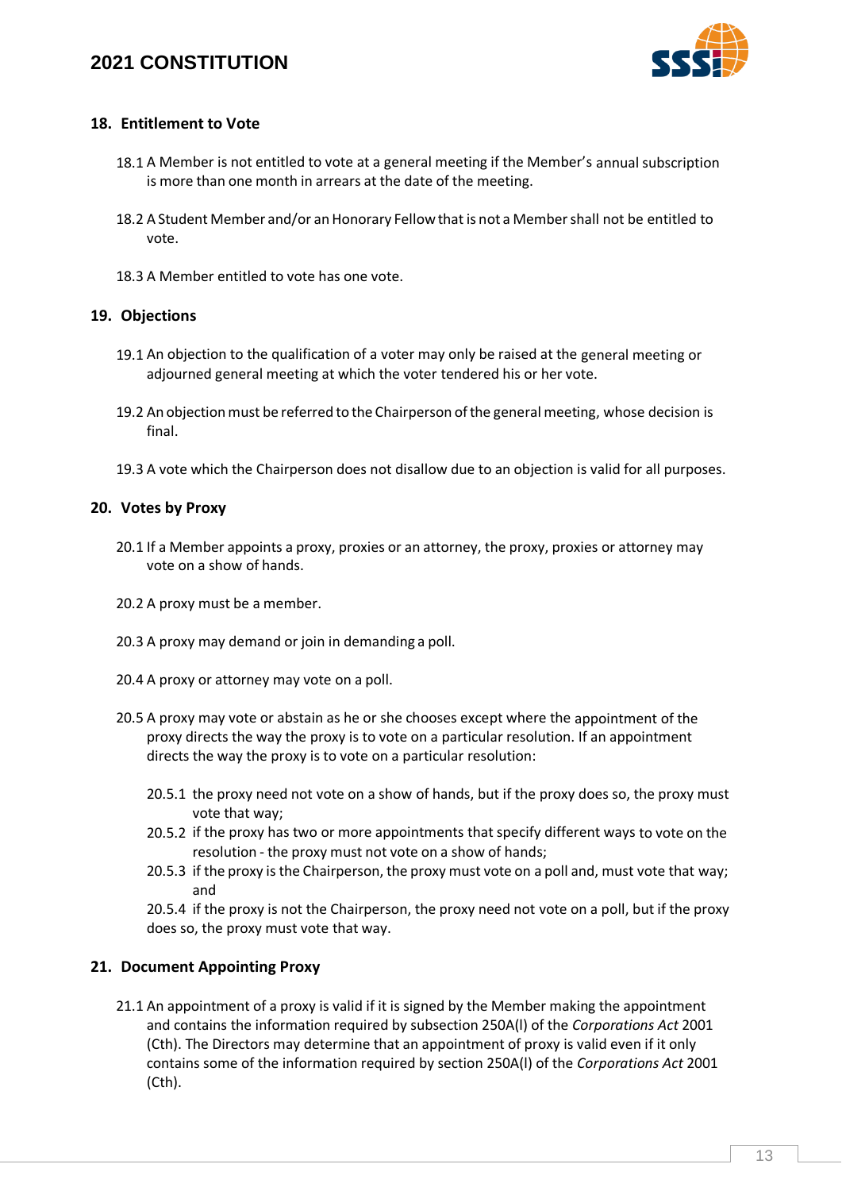## 18. Entitlement to Vote

18.1 A Member is not entitled to vote at a general meeting if the Member's annual subscription is more than one month in arrears at the date of the meeting.

18.2 A Student Member and/or an Honorary Fellow that is not a Member shall not be entitled to vote.

18.3 A Member entitled to vote has one vote.

## 19. Objections

19.1 An objection to the qualification of a voter may only be raised at the general meeting or adjourned general meeting at which the voter tendered his or her vote.

19.2 An objection must be referred to the Chairperson of the general meeting, whose decision is final.

19.3 A vote which the Chairperson does not disallow due to an objection is valid for all purposes.

## 20. Votes by Proxy

20.1 If a Member appoints a proxy, proxies or an attorney, the proxy, proxies or attorney may vote on a show of hands.

20.2 A proxy must be a member.

20.3 A proxy may demand or join in demanding a poll.

20.4 A proxy or attorney may vote on a poll.

20.5 A proxy may vote or abstain as he or she chooses except where the appointment of the proxy directs the way the proxy is to vote on a particular resolution. If an appointment directs the way the proxy is to vote on a particular resolution:

20.5.1 the proxy need not vote on a show of hands, but if the proxy does so, the proxy must vote that way;
20.5.2 if the proxy has two or more appointments that specify different ways to vote on the resolution - the proxy must not vote on a show of hands;
20.5.3 if the proxy is the Chairperson, the proxy must vote on a poll and, must vote that way; and
20.5.4 if the proxy is not the Chairperson, the proxy need not vote on a poll, but if the proxy does so, the proxy must vote that way.

## 21. Document Appointing Proxy

21.1 An appointment of a proxy is valid if it is signed by the Member making the appointment and contains the information required by subsection 250A(l) of the *Corporations Act* 2001 (Cth). The Directors may determine that an appointment of proxy is valid even if it only contains some of the information required by section 250A(l) of the *Corporations Act* 2001 (Cth).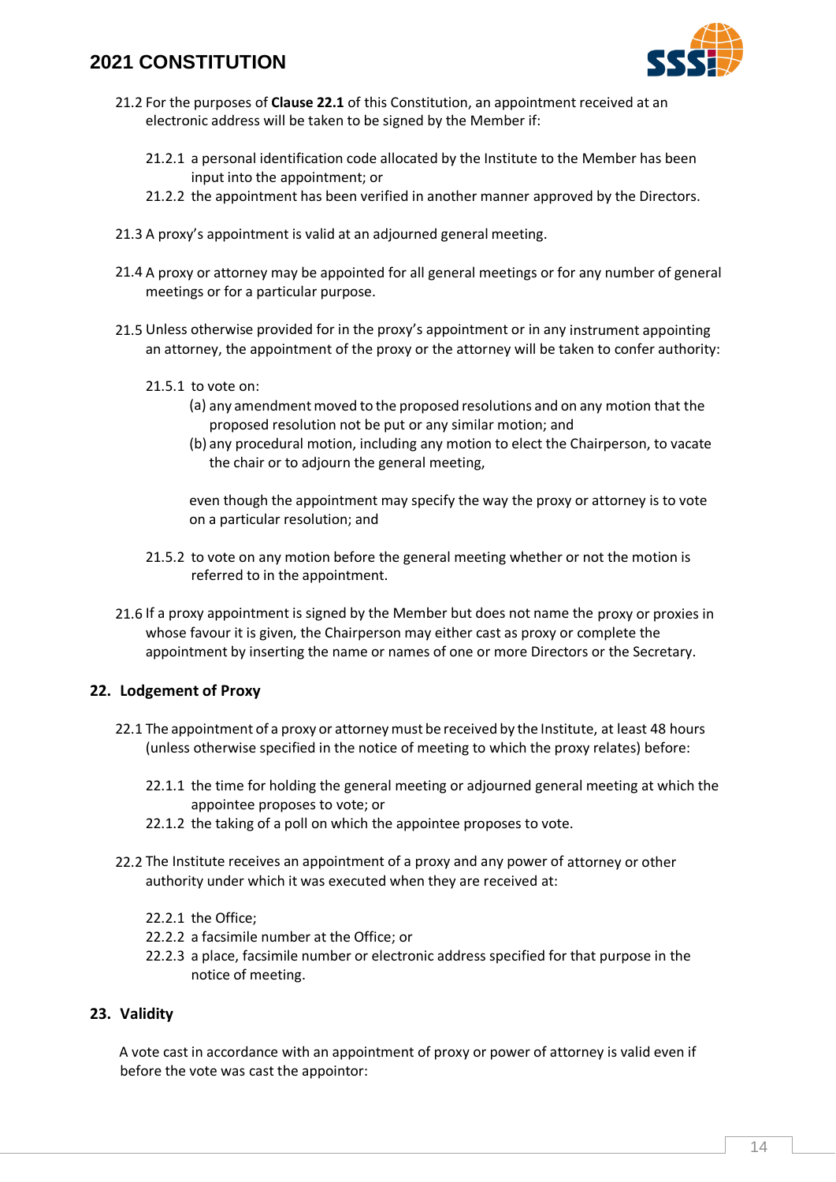21.2 For the purposes of **Clause 22.1** of this Constitution, an appointment received at an electronic address will be taken to be signed by the Member if:

21.2.1 a personal identification code allocated by the Institute to the Member has been input into the appointment; or

21.2.2 the appointment has been verified in another manner approved by the Directors.

21.3 A proxy's appointment is valid at an adjourned general meeting.

21.4 A proxy or attorney may be appointed for all general meetings or for any number of general meetings or for a particular purpose.

21.5 Unless otherwise provided for in the proxy's appointment or in any instrument appointing an attorney, the appointment of the proxy or the attorney will be taken to confer authority:

21.5.1 to vote on:

(a) any amendment moved to the proposed resolutions and on any motion that the proposed resolution not be put or any similar motion; and

(b) any procedural motion, including any motion to elect the Chairperson, to vacate the chair or to adjourn the general meeting,

even though the appointment may specify the way the proxy or attorney is to vote on a particular resolution; and

21.5.2 to vote on any motion before the general meeting whether or not the motion is referred to in the appointment.

21.6 If a proxy appointment is signed by the Member but does not name the proxy or proxies in whose favour it is given, the Chairperson may either cast as proxy or complete the appointment by inserting the name or names of one or more Directors or the Secretary.

## 22. Lodgement of Proxy

22.1 The appointment of a proxy or attorney must be received by the Institute, at least 48 hours (unless otherwise specified in the notice of meeting to which the proxy relates) before:

22.1.1 the time for holding the general meeting or adjourned general meeting at which the appointee proposes to vote; or

22.1.2 the taking of a poll on which the appointee proposes to vote.

22.2 The Institute receives an appointment of a proxy and any power of attorney or other authority under which it was executed when they are received at:

22.2.1 the Office;

22.2.2 a facsimile number at the Office; or

22.2.3 a place, facsimile number or electronic address specified for that purpose in the notice of meeting.

## 23. Validity

A vote cast in accordance with an appointment of proxy or power of attorney is valid even if before the vote was cast the appointor: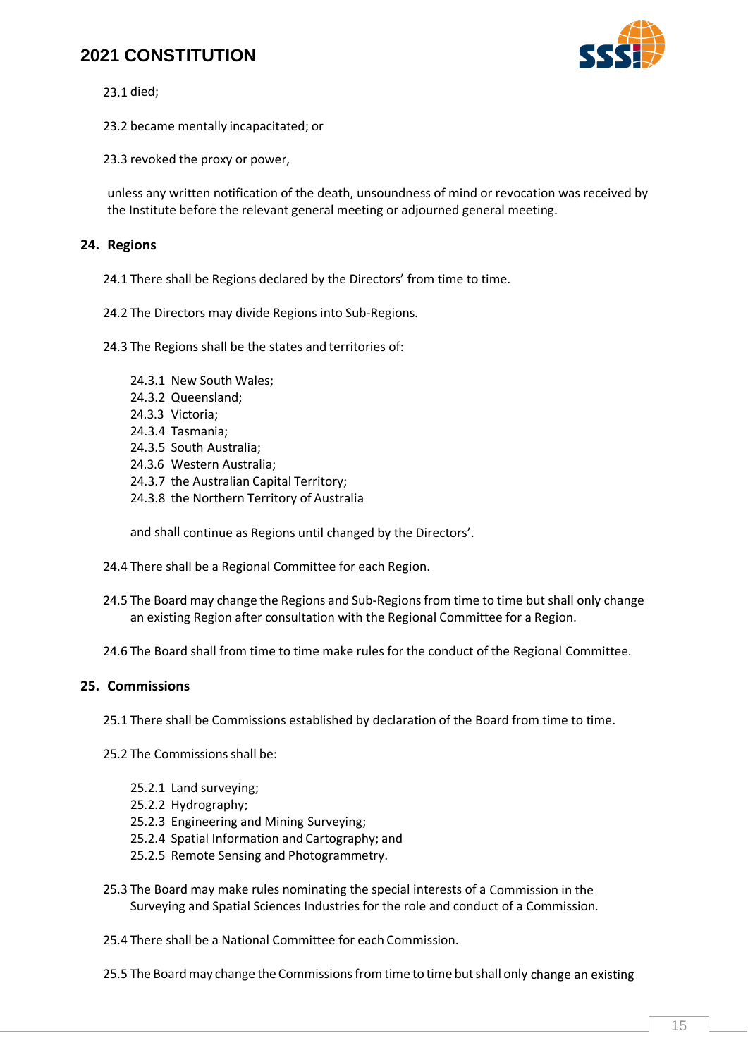23.1 died;

23.2 became mentally incapacitated; or

23.3 revoked the proxy or power,

unless any written notification of the death, unsoundness of mind or revocation was received by the Institute before the relevant general meeting or adjourned general meeting.

## 24. Regions

24.1 There shall be Regions declared by the Directors' from time to time.

24.2 The Directors may divide Regions into Sub-Regions.

24.3 The Regions shall be the states and territories of:

24.3.1 New South Wales;
24.3.2 Queensland;
24.3.3 Victoria;
24.3.4 Tasmania;
24.3.5 South Australia;
24.3.6 Western Australia;
24.3.7 the Australian Capital Territory;
24.3.8 the Northern Territory of Australia

and shall continue as Regions until changed by the Directors'.

24.4 There shall be a Regional Committee for each Region.

24.5 The Board may change the Regions and Sub-Regions from time to time but shall only change an existing Region after consultation with the Regional Committee for a Region.

24.6 The Board shall from time to time make rules for the conduct of the Regional Committee.

## 25. Commissions

25.1 There shall be Commissions established by declaration of the Board from time to time.

25.2 The Commissions shall be:

25.2.1 Land surveying;
25.2.2 Hydrography;
25.2.3 Engineering and Mining Surveying;
25.2.4 Spatial Information and Cartography; and
25.2.5 Remote Sensing and Photogrammetry.

25.3 The Board may make rules nominating the special interests of a Commission in the Surveying and Spatial Sciences Industries for the role and conduct of a Commission.

25.4 There shall be a National Committee for each Commission.

25.5 The Board may change the Commissions from time to time but shall only change an existing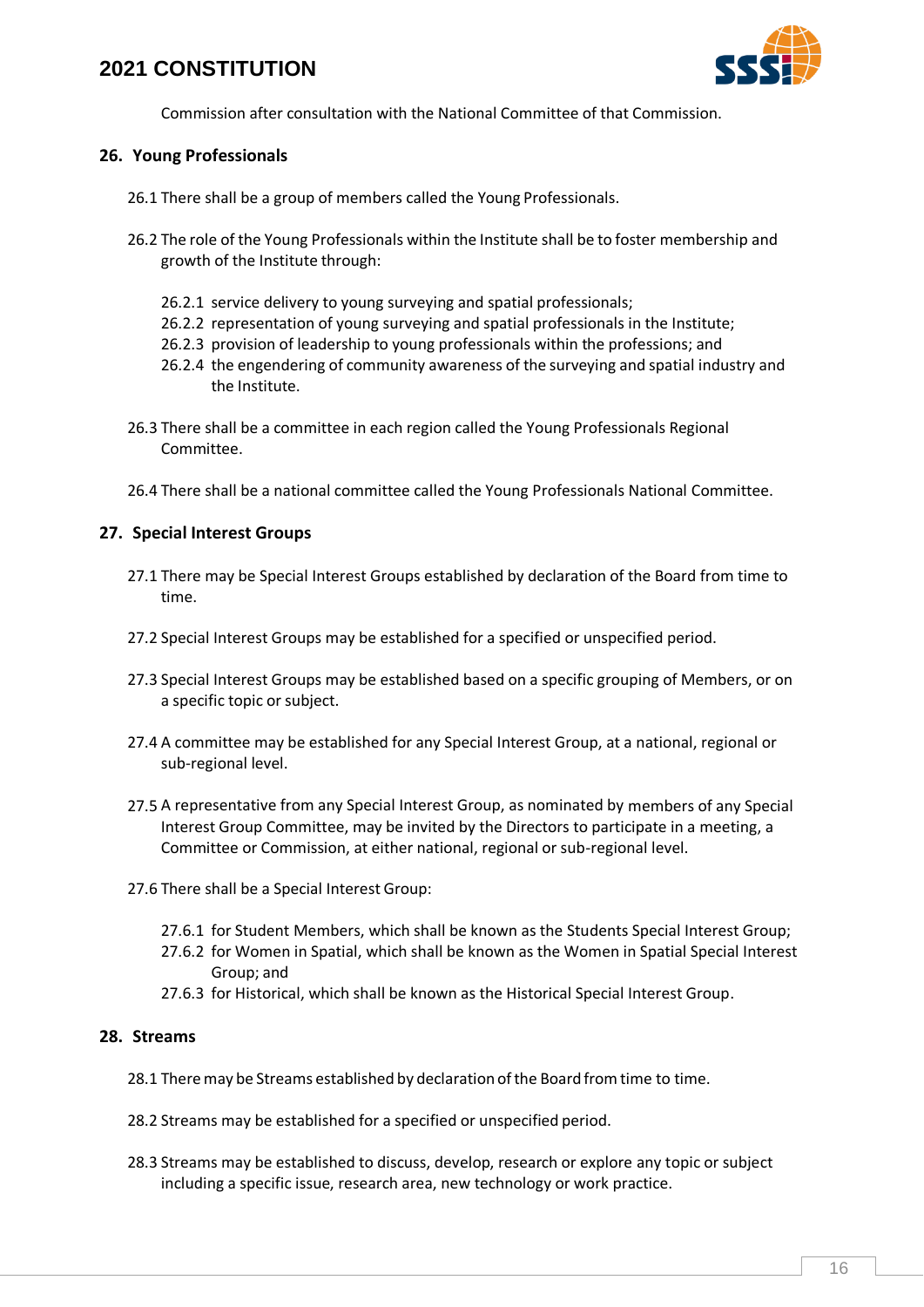Commission after consultation with the National Committee of that Commission.

## 26. Young Professionals

26.1 There shall be a group of members called the Young Professionals.

26.2 The role of the Young Professionals within the Institute shall be to foster membership and growth of the Institute through:

- 26.2.1 service delivery to young surveying and spatial professionals;
- 26.2.2 representation of young surveying and spatial professionals in the Institute;
- 26.2.3 provision of leadership to young professionals within the professions; and
- 26.2.4 the engendering of community awareness of the surveying and spatial industry and the Institute.

26.3 There shall be a committee in each region called the Young Professionals Regional Committee.

26.4 There shall be a national committee called the Young Professionals National Committee.

## 27. Special Interest Groups

27.1 There may be Special Interest Groups established by declaration of the Board from time to time.

27.2 Special Interest Groups may be established for a specified or unspecified period.

27.3 Special Interest Groups may be established based on a specific grouping of Members, or on a specific topic or subject.

27.4 A committee may be established for any Special Interest Group, at a national, regional or sub-regional level.

27.5 A representative from any Special Interest Group, as nominated by members of any Special Interest Group Committee, may be invited by the Directors to participate in a meeting, a Committee or Commission, at either national, regional or sub-regional level.

27.6 There shall be a Special Interest Group:

- 27.6.1 for Student Members, which shall be known as the Students Special Interest Group;
- 27.6.2 for Women in Spatial, which shall be known as the Women in Spatial Special Interest Group; and
- 27.6.3 for Historical, which shall be known as the Historical Special Interest Group.

## 28. Streams

28.1 There may be Streams established by declaration of the Board from time to time.

28.2 Streams may be established for a specified or unspecified period.

28.3 Streams may be established to discuss, develop, research or explore any topic or subject including a specific issue, research area, new technology or work practice.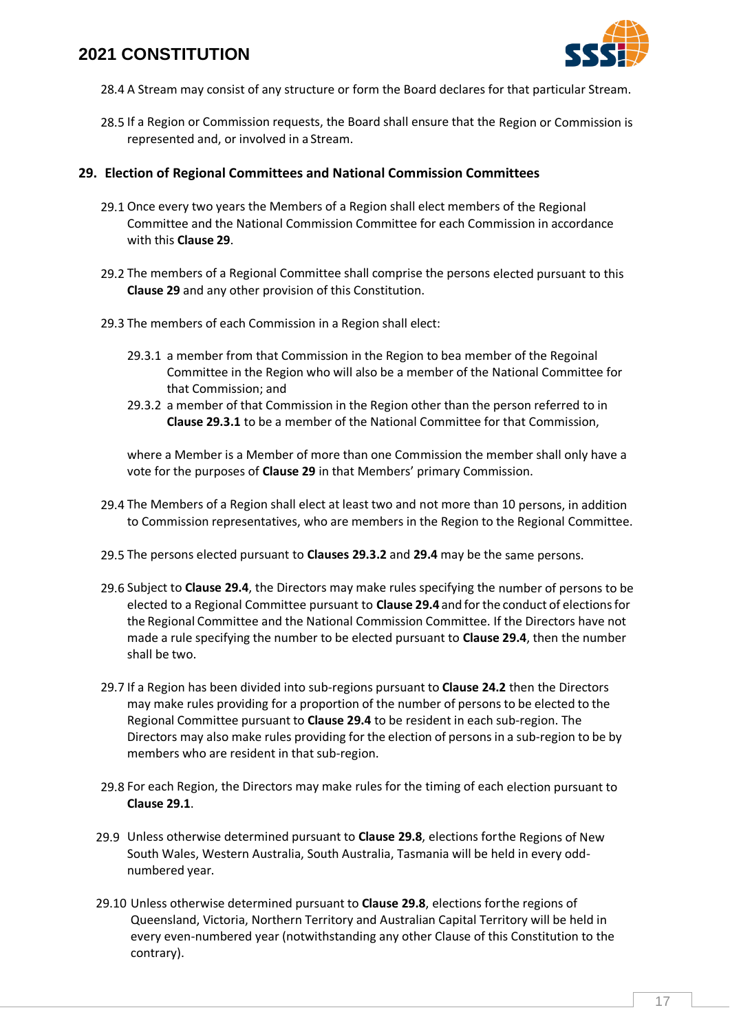28.4 A Stream may consist of any structure or form the Board declares for that particular Stream.

28.5 If a Region or Commission requests, the Board shall ensure that the Region or Commission is represented and, or involved in a Stream.

## 29. Election of Regional Committees and National Commission Committees

29.1 Once every two years the Members of a Region shall elect members of the Regional Committee and the National Commission Committee for each Commission in accordance with this **Clause 29**.

29.2 The members of a Regional Committee shall comprise the persons elected pursuant to this **Clause 29** and any other provision of this Constitution.

29.3 The members of each Commission in a Region shall elect:

29.3.1 a member from that Commission in the Region to bea member of the Regoinal Committee in the Region who will also be a member of the National Committee for that Commission; and

29.3.2 a member of that Commission in the Region other than the person referred to in **Clause 29.3.1** to be a member of the National Committee for that Commission,

where a Member is a Member of more than one Commission the member shall only have a vote for the purposes of **Clause 29** in that Members' primary Commission.

29.4 The Members of a Region shall elect at least two and not more than 10 persons, in addition to Commission representatives, who are members in the Region to the Regional Committee.

29.5 The persons elected pursuant to **Clauses 29.3.2** and **29.4** may be the same persons.

29.6 Subject to **Clause 29.4**, the Directors may make rules specifying the number of persons to be elected to a Regional Committee pursuant to **Clause 29.4** and for the conduct of elections for the Regional Committee and the National Commission Committee. If the Directors have not made a rule specifying the number to be elected pursuant to **Clause 29.4**, then the number shall be two.

29.7 If a Region has been divided into sub-regions pursuant to **Clause 24.2** then the Directors may make rules providing for a proportion of the number of persons to be elected to the Regional Committee pursuant to **Clause 29.4** to be resident in each sub-region. The Directors may also make rules providing for the election of persons in a sub-region to be by members who are resident in that sub-region.

29.8 For each Region, the Directors may make rules for the timing of each election pursuant to **Clause 29.1**.

29.9 Unless otherwise determined pursuant to **Clause 29.8**, elections forthe Regions of New South Wales, Western Australia, South Australia, Tasmania will be held in every odd-numbered year.

29.10 Unless otherwise determined pursuant to **Clause 29.8**, elections forthe regions of Queensland, Victoria, Northern Territory and Australian Capital Territory will be held in every even-numbered year (notwithstanding any other Clause of this Constitution to the contrary).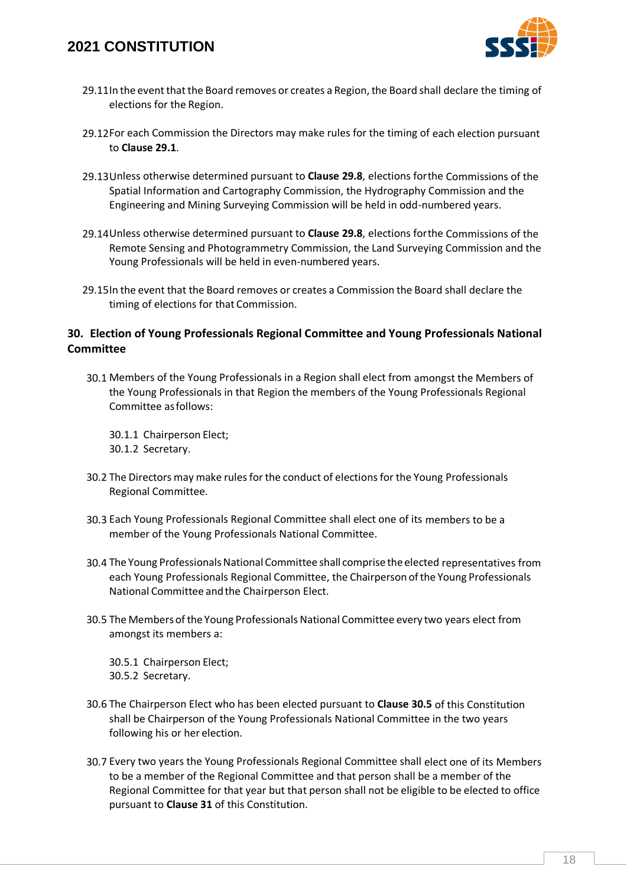29.11 In the event that the Board removes or creates a Region, the Board shall declare the timing of elections for the Region.

29.12 For each Commission the Directors may make rules for the timing of each election pursuant to **Clause 29.1**.

29.13 Unless otherwise determined pursuant to **Clause 29.8**, elections forthe Commissions of the Spatial Information and Cartography Commission, the Hydrography Commission and the Engineering and Mining Surveying Commission will be held in odd-numbered years.

29.14 Unless otherwise determined pursuant to **Clause 29.8**, elections forthe Commissions of the Remote Sensing and Photogrammetry Commission, the Land Surveying Commission and the Young Professionals will be held in even-numbered years.

29.15 In the event that the Board removes or creates a Commission the Board shall declare the timing of elections for that Commission.

## 30. Election of Young Professionals Regional Committee and Young Professionals National Committee

30.1 Members of the Young Professionals in a Region shall elect from amongst the Members of the Young Professionals in that Region the members of the Young Professionals Regional Committee asfollows:

30.1.1 Chairperson Elect;
30.1.2 Secretary.

30.2 The Directors may make rules for the conduct of elections for the Young Professionals Regional Committee.

30.3 Each Young Professionals Regional Committee shall elect one of its members to be a member of the Young Professionals National Committee.

30.4 The Young Professionals National Committee shall comprise the elected representatives from each Young Professionals Regional Committee, the Chairperson of the Young Professionals National Committee and the Chairperson Elect.

30.5 The Members of the Young Professionals National Committee every two years elect from amongst its members a:

30.5.1 Chairperson Elect;
30.5.2 Secretary.

30.6 The Chairperson Elect who has been elected pursuant to **Clause 30.5** of this Constitution shall be Chairperson of the Young Professionals National Committee in the two years following his or her election.

30.7 Every two years the Young Professionals Regional Committee shall elect one of its Members to be a member of the Regional Committee and that person shall be a member of the Regional Committee for that year but that person shall not be eligible to be elected to office pursuant to **Clause 31** of this Constitution.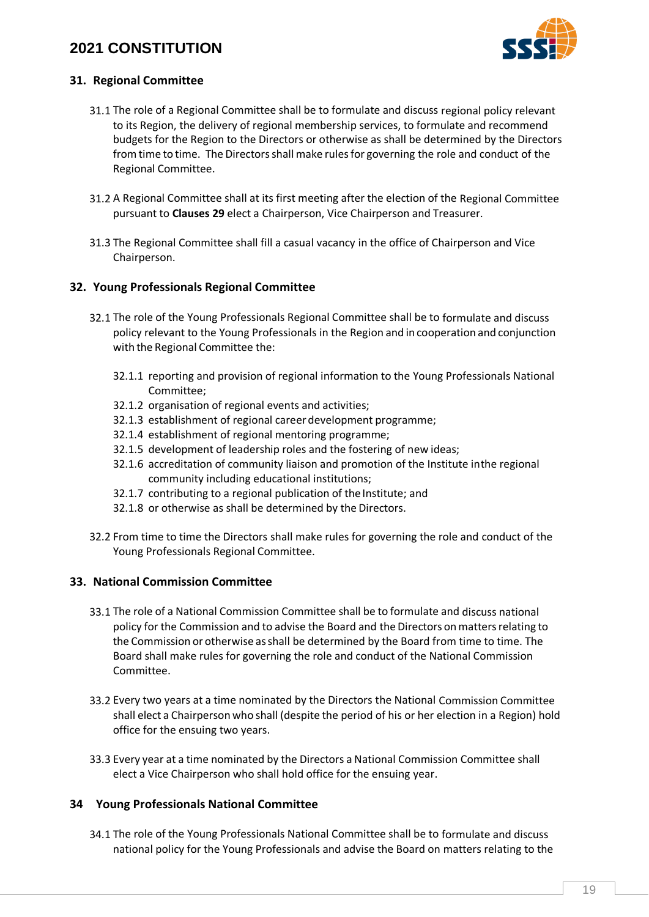### 31. Regional Committee

31.1 The role of a Regional Committee shall be to formulate and discuss regional policy relevant to its Region, the delivery of regional membership services, to formulate and recommend budgets for the Region to the Directors or otherwise as shall be determined by the Directors from time to time. The Directors shall make rules for governing the role and conduct of the Regional Committee.

31.2 A Regional Committee shall at its first meeting after the election of the Regional Committee pursuant to **Clauses 29** elect a Chairperson, Vice Chairperson and Treasurer.

31.3 The Regional Committee shall fill a casual vacancy in the office of Chairperson and Vice Chairperson.

### 32. Young Professionals Regional Committee

32.1 The role of the Young Professionals Regional Committee shall be to formulate and discuss policy relevant to the Young Professionals in the Region and in cooperation and conjunction with the Regional Committee the:

- 32.1.1 reporting and provision of regional information to the Young Professionals National Committee;
- 32.1.2 organisation of regional events and activities;
- 32.1.3 establishment of regional career development programme;
- 32.1.4 establishment of regional mentoring programme;
- 32.1.5 development of leadership roles and the fostering of new ideas;
- 32.1.6 accreditation of community liaison and promotion of the Institute inthe regional community including educational institutions;
- 32.1.7 contributing to a regional publication of the Institute; and
- 32.1.8 or otherwise as shall be determined by the Directors.

32.2 From time to time the Directors shall make rules for governing the role and conduct of the Young Professionals Regional Committee.

### 33. National Commission Committee

33.1 The role of a National Commission Committee shall be to formulate and discuss national policy for the Commission and to advise the Board and the Directors on matters relating to the Commission or otherwise as shall be determined by the Board from time to time. The Board shall make rules for governing the role and conduct of the National Commission Committee.

33.2 Every two years at a time nominated by the Directors the National Commission Committee shall elect a Chairperson who shall (despite the period of his or her election in a Region) hold office for the ensuing two years.

33.3 Every year at a time nominated by the Directors a National Commission Committee shall elect a Vice Chairperson who shall hold office for the ensuing year.

### 34 Young Professionals National Committee

34.1 The role of the Young Professionals National Committee shall be to formulate and discuss national policy for the Young Professionals and advise the Board on matters relating to the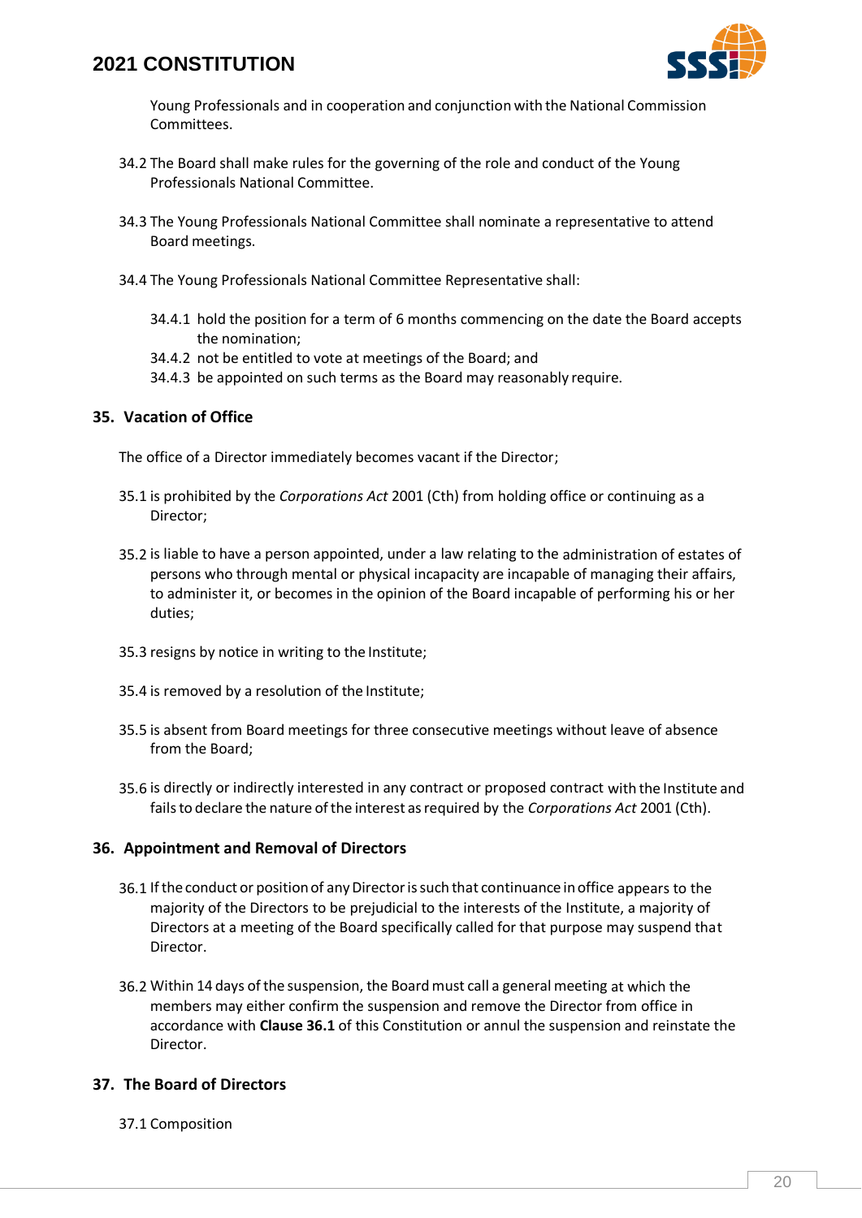Young Professionals and in cooperation and conjunction with the National Commission Committees.

34.2 The Board shall make rules for the governing of the role and conduct of the Young Professionals National Committee.

34.3 The Young Professionals National Committee shall nominate a representative to attend Board meetings.

34.4 The Young Professionals National Committee Representative shall:

34.4.1 hold the position for a term of 6 months commencing on the date the Board accepts the nomination;
34.4.2 not be entitled to vote at meetings of the Board; and
34.4.3 be appointed on such terms as the Board may reasonably require.

## 35. Vacation of Office

The office of a Director immediately becomes vacant if the Director;

35.1 is prohibited by the *Corporations Act* 2001 (Cth) from holding office or continuing as a Director;

35.2 is liable to have a person appointed, under a law relating to the administration of estates of persons who through mental or physical incapacity are incapable of managing their affairs, to administer it, or becomes in the opinion of the Board incapable of performing his or her duties;

35.3 resigns by notice in writing to the Institute;

35.4 is removed by a resolution of the Institute;

35.5 is absent from Board meetings for three consecutive meetings without leave of absence from the Board;

35.6 is directly or indirectly interested in any contract or proposed contract with the Institute and fails to declare the nature of the interest as required by the *Corporations Act* 2001 (Cth).

## 36. Appointment and Removal of Directors

36.1 If the conduct or position of any Director is such that continuance in office appears to the majority of the Directors to be prejudicial to the interests of the Institute, a majority of Directors at a meeting of the Board specifically called for that purpose may suspend that Director.

36.2 Within 14 days of the suspension, the Board must call a general meeting at which the members may either confirm the suspension and remove the Director from office in accordance with **Clause 36.1** of this Constitution or annul the suspension and reinstate the Director.

## 37. The Board of Directors

37.1 Composition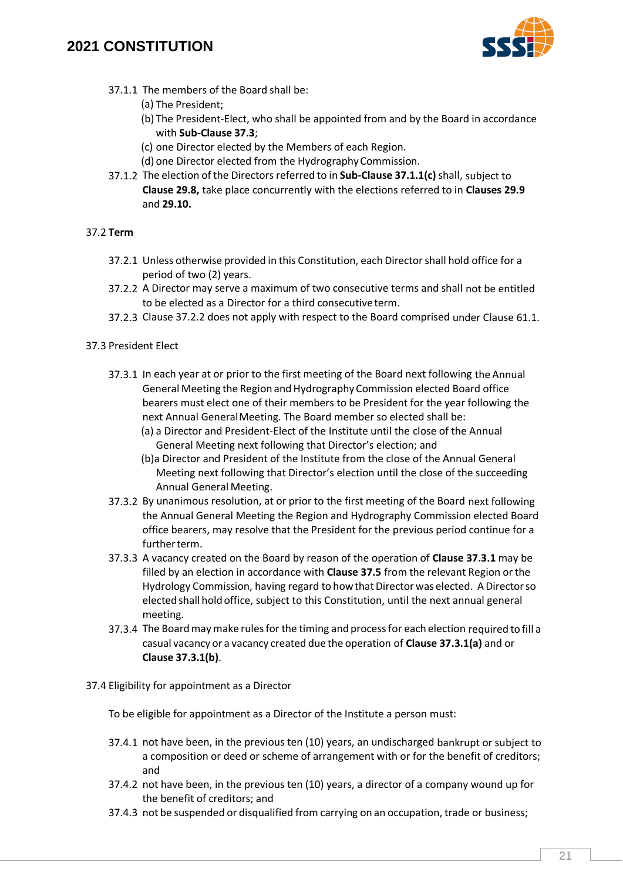37.1.1 The members of the Board shall be:

(a) The President;

(b) The President-Elect, who shall be appointed from and by the Board in accordance with **Sub-Clause 37.3**;

(c) one Director elected by the Members of each Region.

(d) one Director elected from the Hydrography Commission.

37.1.2 The election of the Directors referred to in **Sub-Clause 37.1.1(c)** shall, subject to **Clause 29.8,** take place concurrently with the elections referred to in **Clauses 29.9** and **29.10.**

37.2 **Term**

37.2.1 Unless otherwise provided in this Constitution, each Director shall hold office for a period of two (2) years.

37.2.2 A Director may serve a maximum of two consecutive terms and shall not be entitled to be elected as a Director for a third consecutive term.

37.2.3 Clause 37.2.2 does not apply with respect to the Board comprised under Clause 61.1.

37.3 President Elect

37.3.1 In each year at or prior to the first meeting of the Board next following the Annual General Meeting the Region and Hydrography Commission elected Board office bearers must elect one of their members to be President for the year following the next Annual General Meeting. The Board member so elected shall be:

(a) a Director and President-Elect of the Institute until the close of the Annual General Meeting next following that Director's election; and

(b)a Director and President of the Institute from the close of the Annual General Meeting next following that Director's election until the close of the succeeding Annual General Meeting.

37.3.2 By unanimous resolution, at or prior to the first meeting of the Board next following the Annual General Meeting the Region and Hydrography Commission elected Board office bearers, may resolve that the President for the previous period continue for a further term.

37.3.3 A vacancy created on the Board by reason of the operation of **Clause 37.3.1** may be filled by an election in accordance with **Clause 37.5** from the relevant Region or the Hydrology Commission, having regard to how that Director was elected. A Director so elected shall hold office, subject to this Constitution, until the next annual general meeting.

37.3.4 The Board may make rules for the timing and process for each election required to fill a casual vacancy or a vacancy created due the operation of **Clause 37.3.1(a)** and or **Clause 37.3.1(b)**.

37.4 Eligibility for appointment as a Director

To be eligible for appointment as a Director of the Institute a person must:

37.4.1 not have been, in the previous ten (10) years, an undischarged bankrupt or subject to a composition or deed or scheme of arrangement with or for the benefit of creditors; and

37.4.2 not have been, in the previous ten (10) years, a director of a company wound up for the benefit of creditors; and

37.4.3 not be suspended or disqualified from carrying on an occupation, trade or business;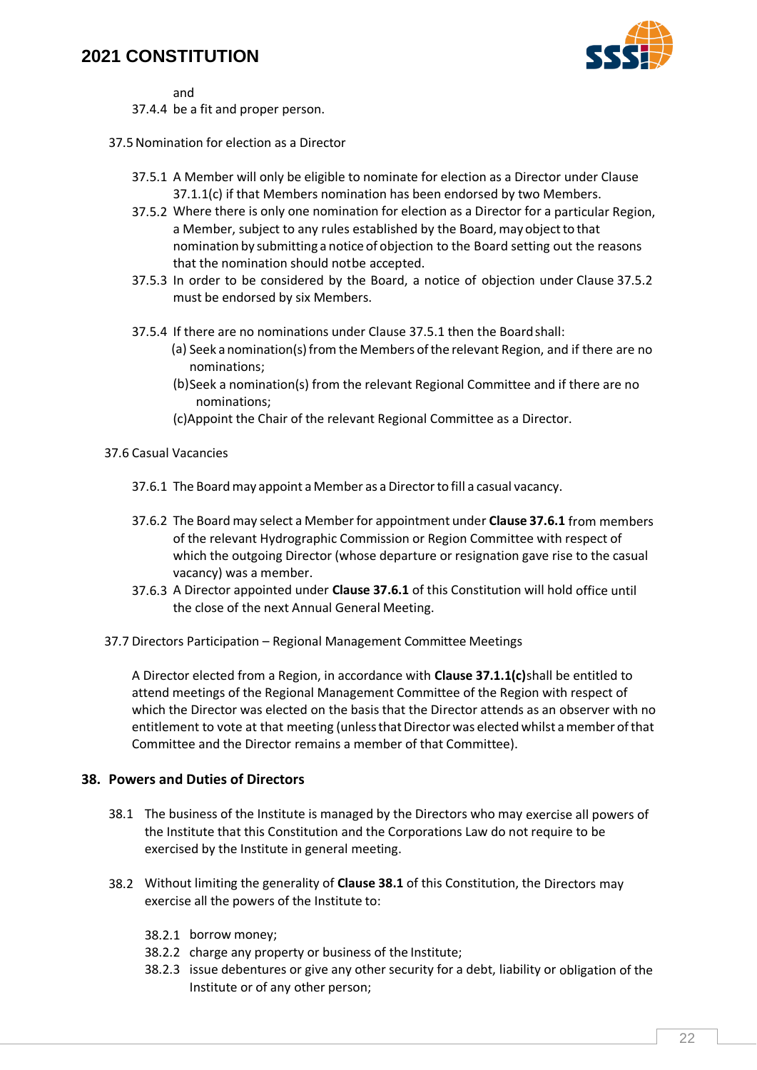and

37.4.4 be a fit and proper person.

37.5 Nomination for election as a Director

37.5.1 A Member will only be eligible to nominate for election as a Director under Clause 37.1.1(c) if that Members nomination has been endorsed by two Members.

37.5.2 Where there is only one nomination for election as a Director for a particular Region, a Member, subject to any rules established by the Board, may object to that nomination by submitting a notice of objection to the Board setting out the reasons that the nomination should notbe accepted.

37.5.3 In order to be considered by the Board, a notice of objection under Clause 37.5.2 must be endorsed by six Members.

37.5.4 If there are no nominations under Clause 37.5.1 then the Board shall:

(a) Seek a nomination(s) from the Members of the relevant Region, and if there are no nominations;

(b) Seek a nomination(s) from the relevant Regional Committee and if there are no nominations;

(c) Appoint the Chair of the relevant Regional Committee as a Director.

37.6 Casual Vacancies

37.6.1 The Board may appoint a Member as a Director to fill a casual vacancy.

37.6.2 The Board may select a Member for appointment under **Clause 37.6.1** from members of the relevant Hydrographic Commission or Region Committee with respect of which the outgoing Director (whose departure or resignation gave rise to the casual vacancy) was a member.

37.6.3 A Director appointed under **Clause 37.6.1** of this Constitution will hold office until the close of the next Annual General Meeting.

37.7 Directors Participation – Regional Management Committee Meetings

A Director elected from a Region, in accordance with **Clause 37.1.1(c)** shall be entitled to attend meetings of the Regional Management Committee of the Region with respect of which the Director was elected on the basis that the Director attends as an observer with no entitlement to vote at that meeting (unless that Director was elected whilst a member of that Committee and the Director remains a member of that Committee).

## 38. Powers and Duties of Directors

38.1 The business of the Institute is managed by the Directors who may exercise all powers of the Institute that this Constitution and the Corporations Law do not require to be exercised by the Institute in general meeting.

38.2 Without limiting the generality of **Clause 38.1** of this Constitution, the Directors may exercise all the powers of the Institute to:

38.2.1 borrow money;

38.2.2 charge any property or business of the Institute;

38.2.3 issue debentures or give any other security for a debt, liability or obligation of the Institute or of any other person;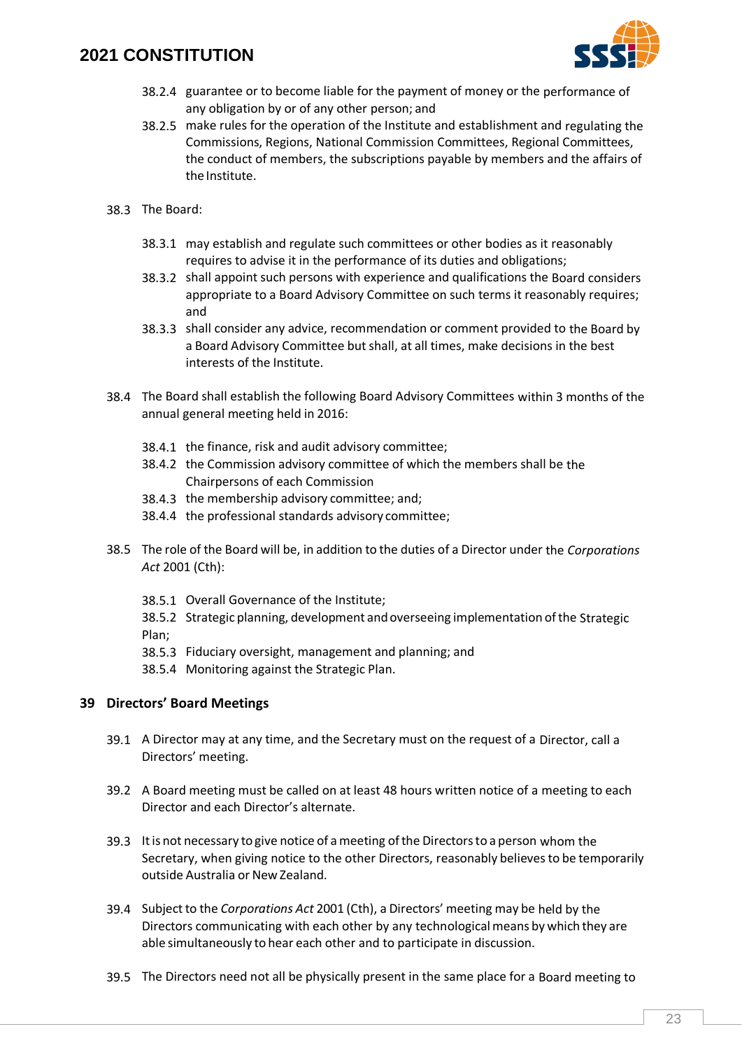38.2.4 guarantee or to become liable for the payment of money or the performance of any obligation by or of any other person; and

38.2.5 make rules for the operation of the Institute and establishment and regulating the Commissions, Regions, National Commission Committees, Regional Committees, the conduct of members, the subscriptions payable by members and the affairs of the Institute.

38.3 The Board:

38.3.1 may establish and regulate such committees or other bodies as it reasonably requires to advise it in the performance of its duties and obligations;

38.3.2 shall appoint such persons with experience and qualifications the Board considers appropriate to a Board Advisory Committee on such terms it reasonably requires; and

38.3.3 shall consider any advice, recommendation or comment provided to the Board by a Board Advisory Committee but shall, at all times, make decisions in the best interests of the Institute.

38.4 The Board shall establish the following Board Advisory Committees within 3 months of the annual general meeting held in 2016:

38.4.1 the finance, risk and audit advisory committee;

38.4.2 the Commission advisory committee of which the members shall be the Chairpersons of each Commission

38.4.3 the membership advisory committee; and;

38.4.4 the professional standards advisory committee;

38.5 The role of the Board will be, in addition to the duties of a Director under the *Corporations Act* 2001 (Cth):

38.5.1 Overall Governance of the Institute;

38.5.2 Strategic planning, development and overseeing implementation of the Strategic Plan;

38.5.3 Fiduciary oversight, management and planning; and

38.5.4 Monitoring against the Strategic Plan.

## 39 Directors' Board Meetings

39.1 A Director may at any time, and the Secretary must on the request of a Director, call a Directors' meeting.

39.2 A Board meeting must be called on at least 48 hours written notice of a meeting to each Director and each Director's alternate.

39.3 It is not necessary to give notice of a meeting of the Directors to a person whom the Secretary, when giving notice to the other Directors, reasonably believes to be temporarily outside Australia or New Zealand.

39.4 Subject to the *Corporations Act* 2001 (Cth), a Directors' meeting may be held by the Directors communicating with each other by any technological means by which they are able simultaneously to hear each other and to participate in discussion.

39.5 The Directors need not all be physically present in the same place for a Board meeting to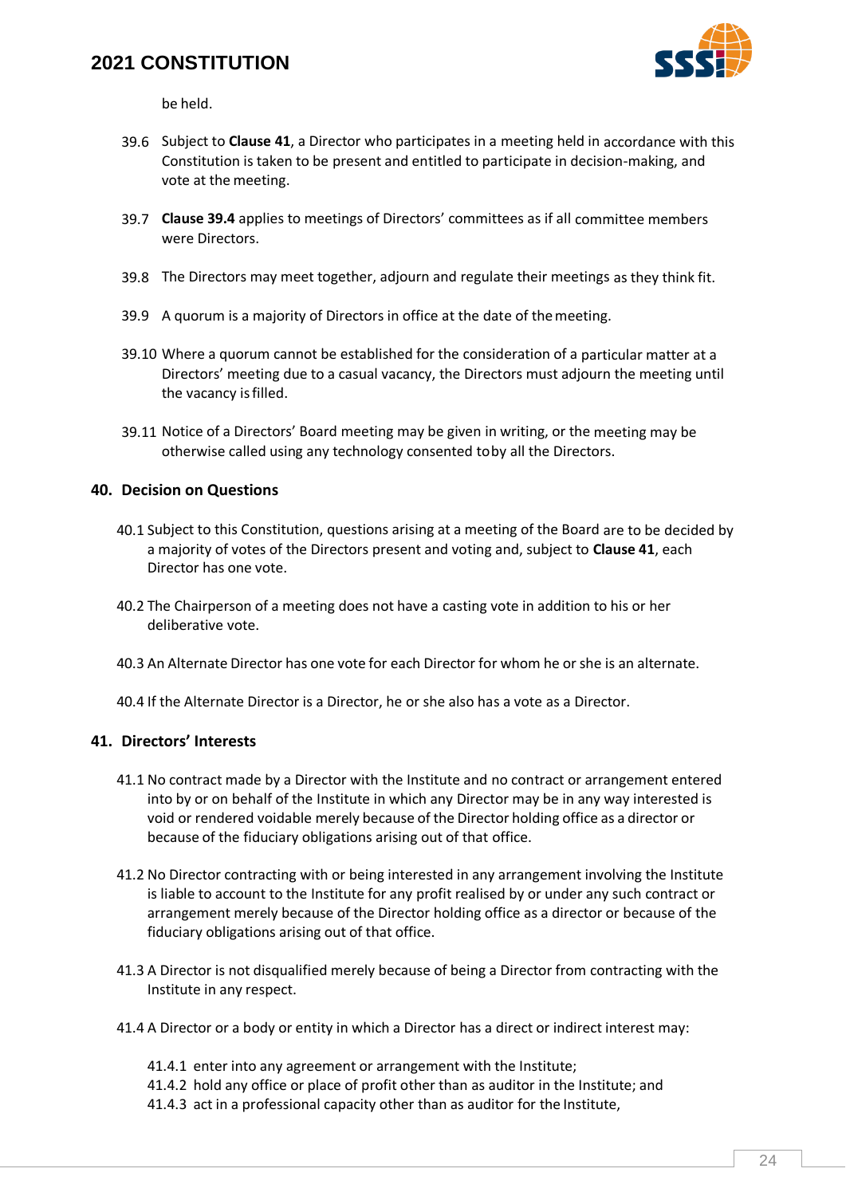be held.

39.6 Subject to **Clause 41**, a Director who participates in a meeting held in accordance with this Constitution is taken to be present and entitled to participate in decision-making, and vote at the meeting.

39.7 **Clause 39.4** applies to meetings of Directors' committees as if all committee members were Directors.

39.8 The Directors may meet together, adjourn and regulate their meetings as they think fit.

39.9 A quorum is a majority of Directors in office at the date of the meeting.

39.10 Where a quorum cannot be established for the consideration of a particular matter at a Directors' meeting due to a casual vacancy, the Directors must adjourn the meeting until the vacancy is filled.

39.11 Notice of a Directors' Board meeting may be given in writing, or the meeting may be otherwise called using any technology consented to by all the Directors.

## 40. Decision on Questions

40.1 Subject to this Constitution, questions arising at a meeting of the Board are to be decided by a majority of votes of the Directors present and voting and, subject to **Clause 41**, each Director has one vote.

40.2 The Chairperson of a meeting does not have a casting vote in addition to his or her deliberative vote.

40.3 An Alternate Director has one vote for each Director for whom he or she is an alternate.

40.4 If the Alternate Director is a Director, he or she also has a vote as a Director.

## 41. Directors' Interests

41.1 No contract made by a Director with the Institute and no contract or arrangement entered into by or on behalf of the Institute in which any Director may be in any way interested is void or rendered voidable merely because of the Director holding office as a director or because of the fiduciary obligations arising out of that office.

41.2 No Director contracting with or being interested in any arrangement involving the Institute is liable to account to the Institute for any profit realised by or under any such contract or arrangement merely because of the Director holding office as a director or because of the fiduciary obligations arising out of that office.

41.3 A Director is not disqualified merely because of being a Director from contracting with the Institute in any respect.

41.4 A Director or a body or entity in which a Director has a direct or indirect interest may:

41.4.1 enter into any agreement or arrangement with the Institute;
41.4.2 hold any office or place of profit other than as auditor in the Institute; and
41.4.3 act in a professional capacity other than as auditor for the Institute,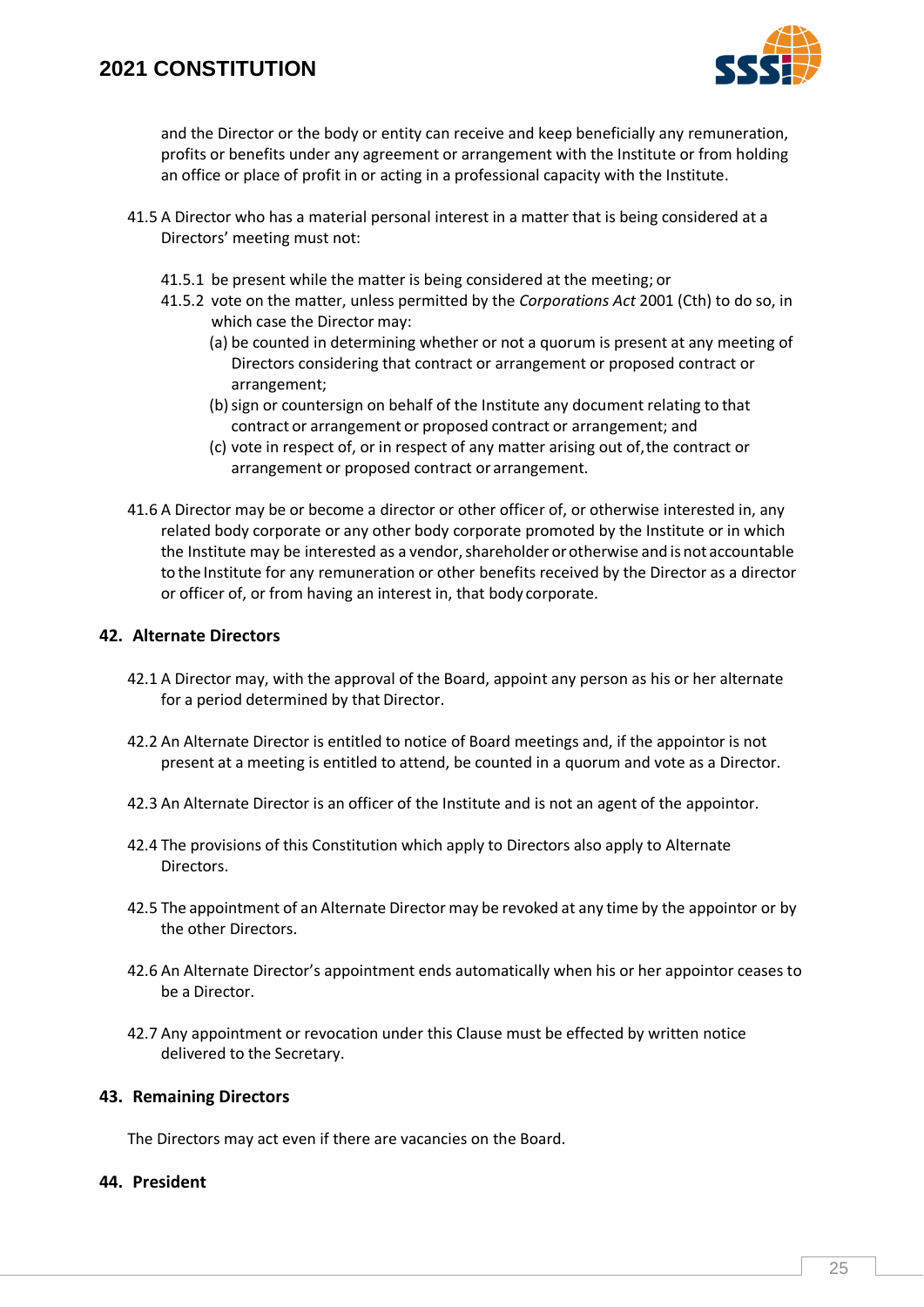and the Director or the body or entity can receive and keep beneficially any remuneration, profits or benefits under any agreement or arrangement with the Institute or from holding an office or place of profit in or acting in a professional capacity with the Institute.

41.5 A Director who has a material personal interest in a matter that is being considered at a Directors' meeting must not:

41.5.1 be present while the matter is being considered at the meeting; or

41.5.2 vote on the matter, unless permitted by the *Corporations Act* 2001 (Cth) to do so, in which case the Director may:

(a) be counted in determining whether or not a quorum is present at any meeting of Directors considering that contract or arrangement or proposed contract or arrangement;

(b) sign or countersign on behalf of the Institute any document relating to that contract or arrangement or proposed contract or arrangement; and

(c) vote in respect of, or in respect of any matter arising out of, the contract or arrangement or proposed contract or arrangement.

41.6 A Director may be or become a director or other officer of, or otherwise interested in, any related body corporate or any other body corporate promoted by the Institute or in which the Institute may be interested as a vendor, shareholder or otherwise and is not accountable to the Institute for any remuneration or other benefits received by the Director as a director or officer of, or from having an interest in, that body corporate.

## 42. Alternate Directors

42.1 A Director may, with the approval of the Board, appoint any person as his or her alternate for a period determined by that Director.

42.2 An Alternate Director is entitled to notice of Board meetings and, if the appointor is not present at a meeting is entitled to attend, be counted in a quorum and vote as a Director.

42.3 An Alternate Director is an officer of the Institute and is not an agent of the appointor.

42.4 The provisions of this Constitution which apply to Directors also apply to Alternate Directors.

42.5 The appointment of an Alternate Director may be revoked at any time by the appointor or by the other Directors.

42.6 An Alternate Director's appointment ends automatically when his or her appointor ceases to be a Director.

42.7 Any appointment or revocation under this Clause must be effected by written notice delivered to the Secretary.

## 43. Remaining Directors

The Directors may act even if there are vacancies on the Board.

## 44. President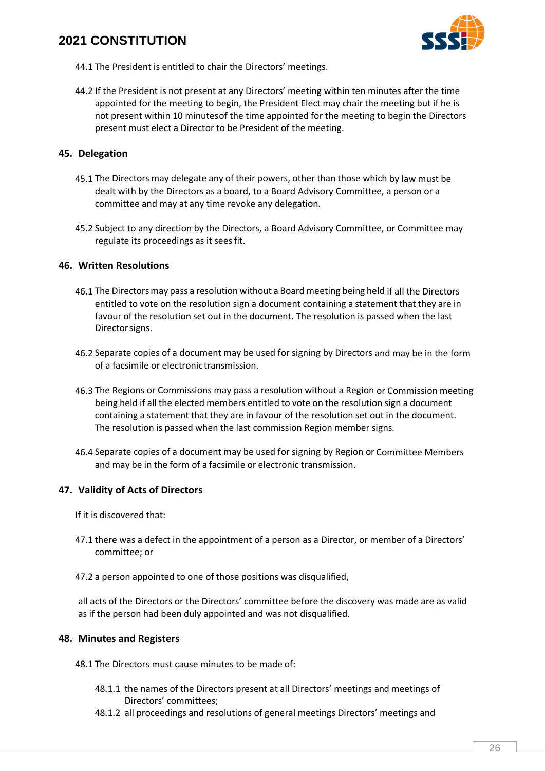44.1 The President is entitled to chair the Directors' meetings.

44.2 If the President is not present at any Directors' meeting within ten minutes after the time appointed for the meeting to begin, the President Elect may chair the meeting but if he is not present within 10 minutesof the time appointed for the meeting to begin the Directors present must elect a Director to be President of the meeting.

## 45. Delegation

45.1 The Directors may delegate any of their powers, other than those which by law must be dealt with by the Directors as a board, to a Board Advisory Committee, a person or a committee and may at any time revoke any delegation.

45.2 Subject to any direction by the Directors, a Board Advisory Committee, or Committee may regulate its proceedings as it sees fit.

## 46. Written Resolutions

46.1 The Directors may pass a resolution without a Board meeting being held if all the Directors entitled to vote on the resolution sign a document containing a statement that they are in favour of the resolution set out in the document. The resolution is passed when the last Director signs.

46.2 Separate copies of a document may be used for signing by Directors and may be in the form of a facsimile or electronic transmission.

46.3 The Regions or Commissions may pass a resolution without a Region or Commission meeting being held if all the elected members entitled to vote on the resolution sign a document containing a statement that they are in favour of the resolution set out in the document. The resolution is passed when the last commission Region member signs.

46.4 Separate copies of a document may be used for signing by Region or Committee Members and may be in the form of a facsimile or electronic transmission.

## 47. Validity of Acts of Directors

If it is discovered that:

47.1 there was a defect in the appointment of a person as a Director, or member of a Directors' committee; or

47.2 a person appointed to one of those positions was disqualified,

all acts of the Directors or the Directors' committee before the discovery was made are as valid as if the person had been duly appointed and was not disqualified.

## 48. Minutes and Registers

48.1 The Directors must cause minutes to be made of:

48.1.1 the names of the Directors present at all Directors' meetings and meetings of Directors' committees;

48.1.2 all proceedings and resolutions of general meetings Directors' meetings and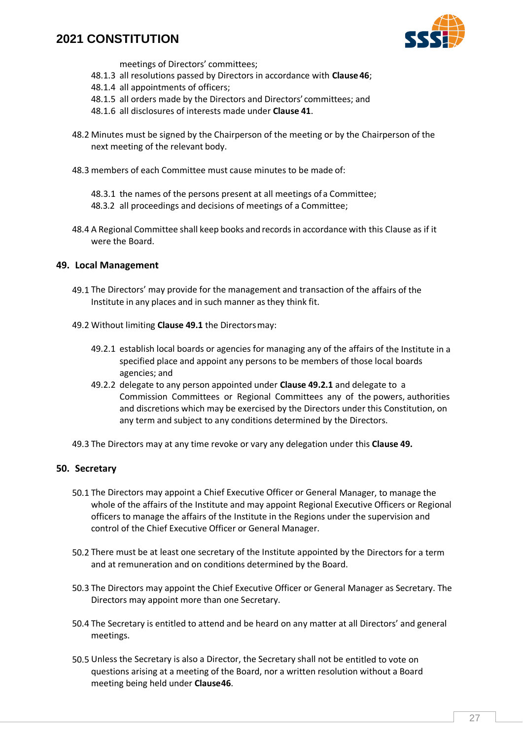meetings of Directors' committees;

48.1.3 all resolutions passed by Directors in accordance with **Clause 46**;

48.1.4 all appointments of officers;

48.1.5 all orders made by the Directors and Directors' committees; and

48.1.6 all disclosures of interests made under **Clause 41**.

48.2 Minutes must be signed by the Chairperson of the meeting or by the Chairperson of the next meeting of the relevant body.

48.3 members of each Committee must cause minutes to be made of:

48.3.1 the names of the persons present at all meetings of a Committee;

48.3.2 all proceedings and decisions of meetings of a Committee;

48.4 A Regional Committee shall keep books and records in accordance with this Clause as if it were the Board.

## 49. Local Management

49.1 The Directors' may provide for the management and transaction of the affairs of the Institute in any places and in such manner as they think fit.

49.2 Without limiting **Clause 49.1** the Directors may:

49.2.1 establish local boards or agencies for managing any of the affairs of the Institute in a specified place and appoint any persons to be members of those local boards agencies; and

49.2.2 delegate to any person appointed under **Clause 49.2.1** and delegate to a Commission Committees or Regional Committees any of the powers, authorities and discretions which may be exercised by the Directors under this Constitution, on any term and subject to any conditions determined by the Directors.

49.3 The Directors may at any time revoke or vary any delegation under this **Clause 49.**

## 50. Secretary

50.1 The Directors may appoint a Chief Executive Officer or General Manager, to manage the whole of the affairs of the Institute and may appoint Regional Executive Officers or Regional officers to manage the affairs of the Institute in the Regions under the supervision and control of the Chief Executive Officer or General Manager.

50.2 There must be at least one secretary of the Institute appointed by the Directors for a term and at remuneration and on conditions determined by the Board.

50.3 The Directors may appoint the Chief Executive Officer or General Manager as Secretary. The Directors may appoint more than one Secretary.

50.4 The Secretary is entitled to attend and be heard on any matter at all Directors' and general meetings.

50.5 Unless the Secretary is also a Director, the Secretary shall not be entitled to vote on questions arising at a meeting of the Board, nor a written resolution without a Board meeting being held under **Clause46**.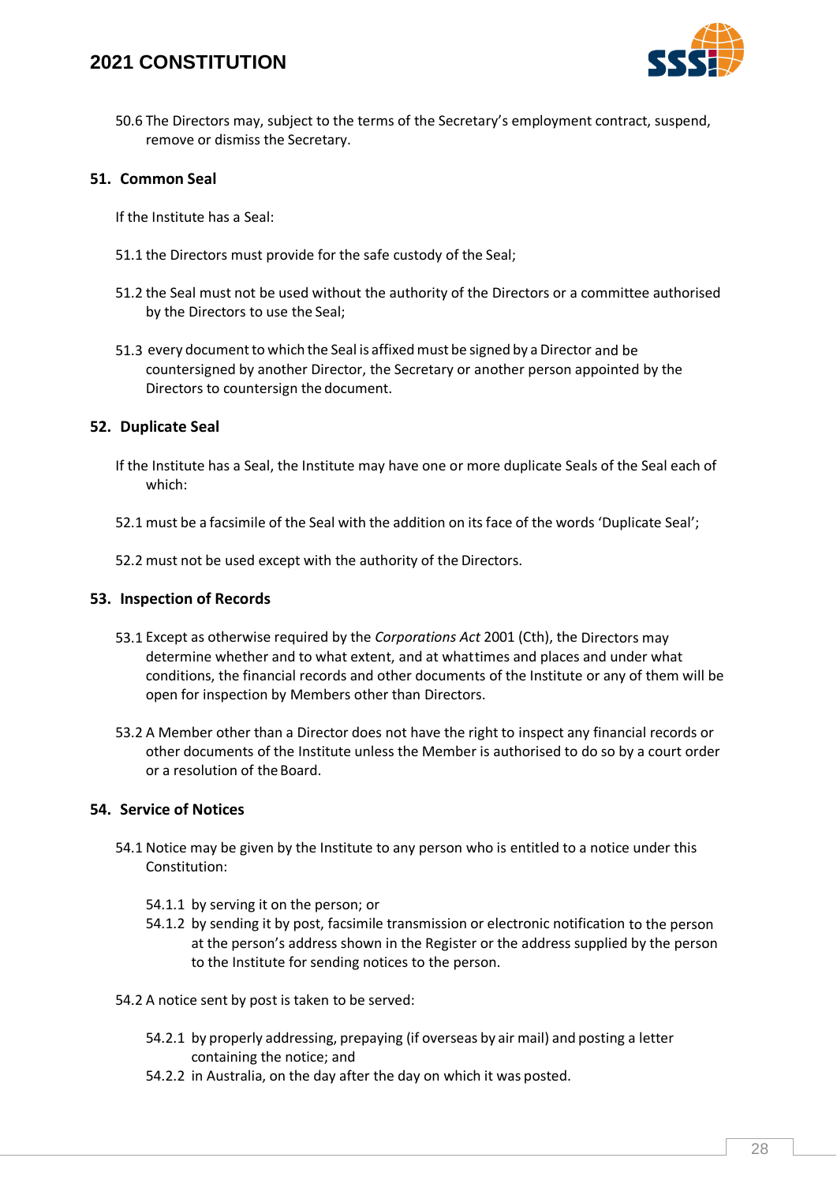50.6 The Directors may, subject to the terms of the Secretary's employment contract, suspend, remove or dismiss the Secretary.

## 51. Common Seal

If the Institute has a Seal:

51.1 the Directors must provide for the safe custody of the Seal;

51.2 the Seal must not be used without the authority of the Directors or a committee authorised by the Directors to use the Seal;

51.3 every document to which the Seal is affixed must be signed by a Director and be countersigned by another Director, the Secretary or another person appointed by the Directors to countersign the document.

## 52. Duplicate Seal

If the Institute has a Seal, the Institute may have one or more duplicate Seals of the Seal each of which:

52.1 must be a facsimile of the Seal with the addition on its face of the words 'Duplicate Seal';

52.2 must not be used except with the authority of the Directors.

## 53. Inspection of Records

53.1 Except as otherwise required by the *Corporations Act* 2001 (Cth), the Directors may determine whether and to what extent, and at what times and places and under what conditions, the financial records and other documents of the Institute or any of them will be open for inspection by Members other than Directors.

53.2 A Member other than a Director does not have the right to inspect any financial records or other documents of the Institute unless the Member is authorised to do so by a court order or a resolution of the Board.

## 54. Service of Notices

54.1 Notice may be given by the Institute to any person who is entitled to a notice under this Constitution:

- 54.1.1 by serving it on the person; or
- 54.1.2 by sending it by post, facsimile transmission or electronic notification to the person at the person's address shown in the Register or the address supplied by the person to the Institute for sending notices to the person.

54.2 A notice sent by post is taken to be served:

- 54.2.1 by properly addressing, prepaying (if overseas by air mail) and posting a letter containing the notice; and
- 54.2.2 in Australia, on the day after the day on which it was posted.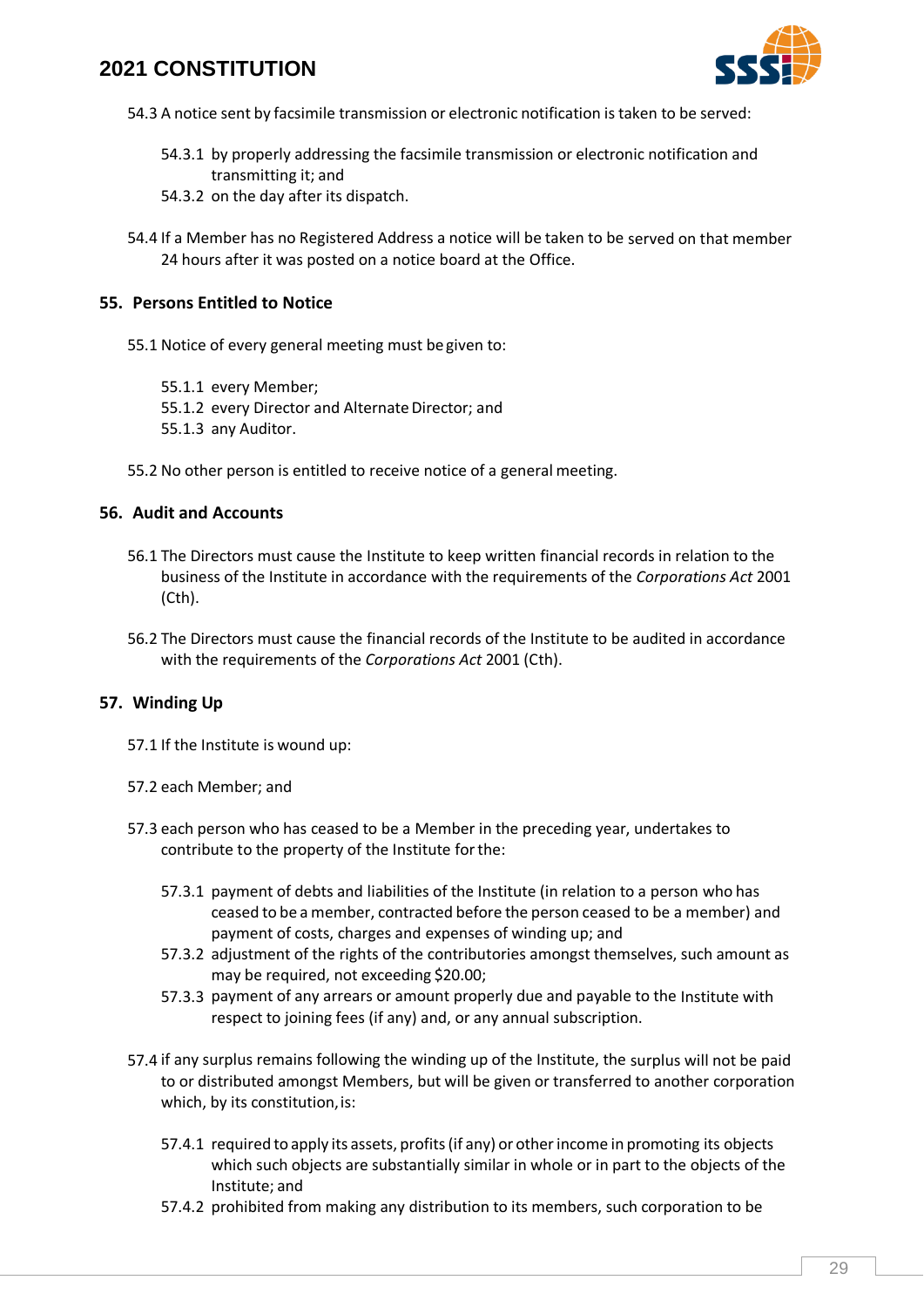54.3 A notice sent by facsimile transmission or electronic notification is taken to be served:

> 54.3.1 by properly addressing the facsimile transmission or electronic notification and transmitting it; and
>
> 54.3.2 on the day after its dispatch.

54.4 If a Member has no Registered Address a notice will be taken to be served on that member 24 hours after it was posted on a notice board at the Office.

## 55. Persons Entitled to Notice

55.1 Notice of every general meeting must be given to:

> 55.1.1 every Member;
>
> 55.1.2 every Director and Alternate Director; and
>
> 55.1.3 any Auditor.

55.2 No other person is entitled to receive notice of a general meeting.

## 56. Audit and Accounts

56.1 The Directors must cause the Institute to keep written financial records in relation to the business of the Institute in accordance with the requirements of the *Corporations Act* 2001 (Cth).

56.2 The Directors must cause the financial records of the Institute to be audited in accordance with the requirements of the *Corporations Act* 2001 (Cth).

## 57. Winding Up

57.1 If the Institute is wound up:

57.2 each Member; and

57.3 each person who has ceased to be a Member in the preceding year, undertakes to contribute to the property of the Institute for the:

> 57.3.1 payment of debts and liabilities of the Institute (in relation to a person who has ceased to be a member, contracted before the person ceased to be a member) and payment of costs, charges and expenses of winding up; and
>
> 57.3.2 adjustment of the rights of the contributories amongst themselves, such amount as may be required, not exceeding $20.00;
>
> 57.3.3 payment of any arrears or amount properly due and payable to the Institute with respect to joining fees (if any) and, or any annual subscription.

57.4 if any surplus remains following the winding up of the Institute, the surplus will not be paid to or distributed amongst Members, but will be given or transferred to another corporation which, by its constitution, is:

> 57.4.1 required to apply its assets, profits (if any) or other income in promoting its objects which such objects are substantially similar in whole or in part to the objects of the Institute; and
>
> 57.4.2 prohibited from making any distribution to its members, such corporation to be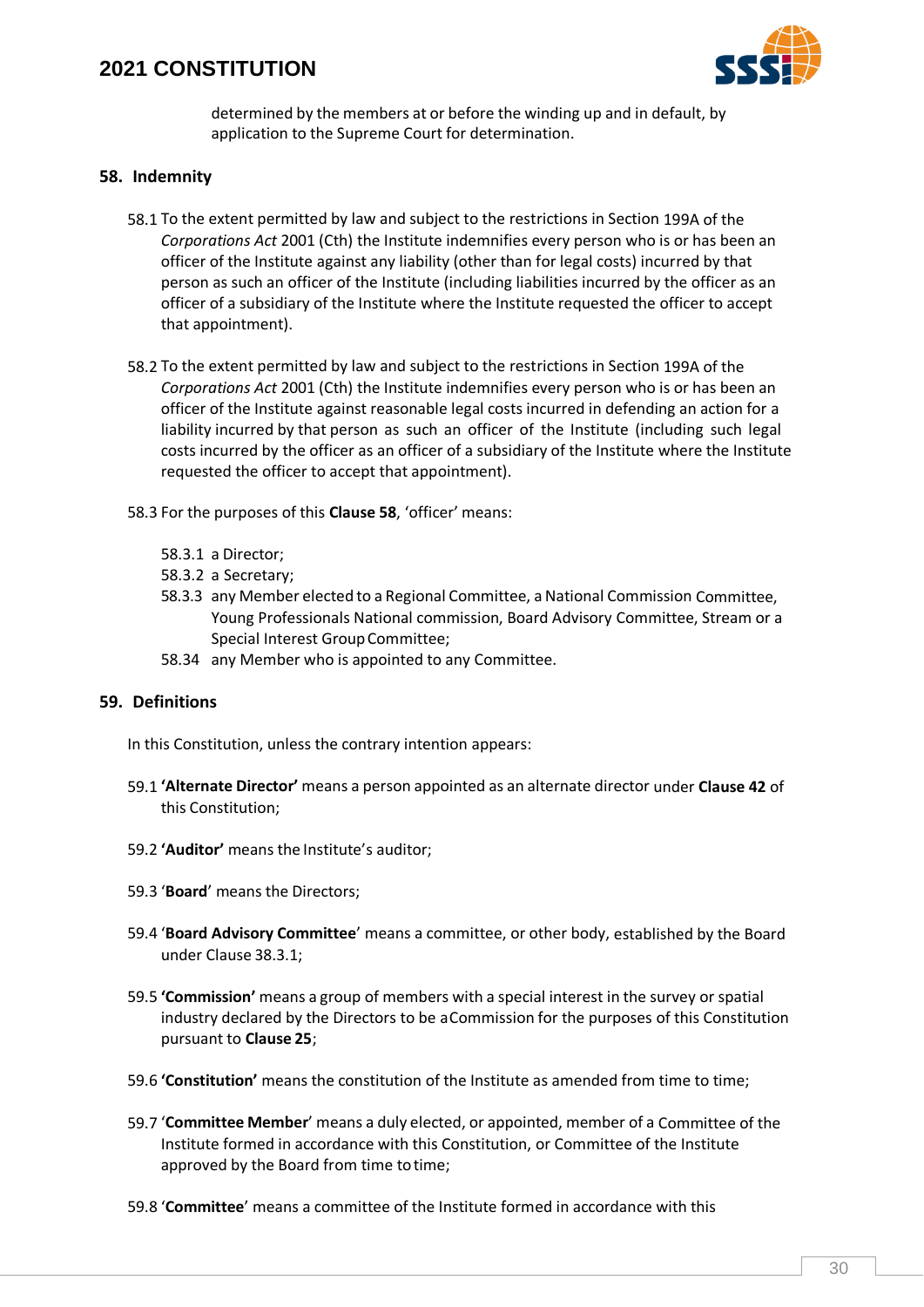determined by the members at or before the winding up and in default, by application to the Supreme Court for determination.

## 58. Indemnity

58.1 To the extent permitted by law and subject to the restrictions in Section 199A of the *Corporations Act* 2001 (Cth) the Institute indemnifies every person who is or has been an officer of the Institute against any liability (other than for legal costs) incurred by that person as such an officer of the Institute (including liabilities incurred by the officer as an officer of a subsidiary of the Institute where the Institute requested the officer to accept that appointment).

58.2 To the extent permitted by law and subject to the restrictions in Section 199A of the *Corporations Act* 2001 (Cth) the Institute indemnifies every person who is or has been an officer of the Institute against reasonable legal costs incurred in defending an action for a liability incurred by that person as such an officer of the Institute (including such legal costs incurred by the officer as an officer of a subsidiary of the Institute where the Institute requested the officer to accept that appointment).

58.3 For the purposes of this **Clause 58**, 'officer' means:

- 58.3.1 a Director;
- 58.3.2 a Secretary;
- 58.3.3 any Member elected to a Regional Committee, a National Commission Committee, Young Professionals National commission, Board Advisory Committee, Stream or a Special Interest Group Committee;
- 58.34 any Member who is appointed to any Committee.

## 59. Definitions

In this Constitution, unless the contrary intention appears:

59.1 **'Alternate Director'** means a person appointed as an alternate director under **Clause 42** of this Constitution;

59.2 **'Auditor'** means the Institute's auditor;

59.3 '**Board**' means the Directors;

59.4 '**Board Advisory Committee**' means a committee, or other body, established by the Board under Clause 38.3.1;

59.5 **'Commission'** means a group of members with a special interest in the survey or spatial industry declared by the Directors to be a Commission for the purposes of this Constitution pursuant to **Clause 25**;

59.6 **'Constitution'** means the constitution of the Institute as amended from time to time;

59.7 '**Committee Member**' means a duly elected, or appointed, member of a Committee of the Institute formed in accordance with this Constitution, or Committee of the Institute approved by the Board from time to time;

59.8 '**Committee**' means a committee of the Institute formed in accordance with this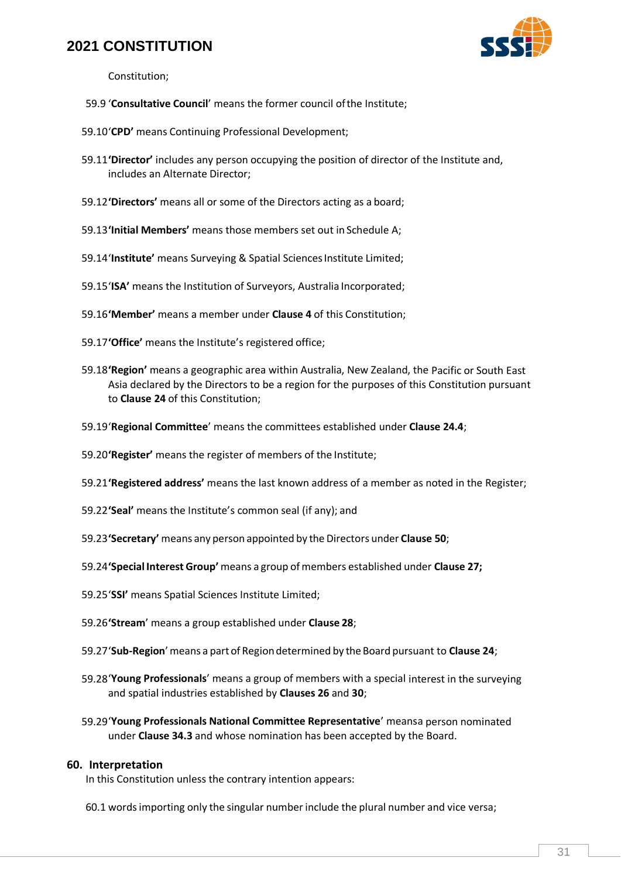Constitution;

59.9 '**Consultative Council**' means the former council of the Institute;

59.10 '**CPD'** means Continuing Professional Development;

59.11 **'Director'** includes any person occupying the position of director of the Institute and, includes an Alternate Director;

59.12 **'Directors'** means all or some of the Directors acting as a board;

59.13 **'Initial Members'** means those members set out in Schedule A;

59.14 '**Institute'** means Surveying & Spatial Sciences Institute Limited;

59.15 '**ISA'** means the Institution of Surveyors, Australia Incorporated;

59.16 **'Member'** means a member under **Clause 4** of this Constitution;

59.17 **'Office'** means the Institute's registered office;

59.18 **'Region'** means a geographic area within Australia, New Zealand, the Pacific or South East Asia declared by the Directors to be a region for the purposes of this Constitution pursuant to **Clause 24** of this Constitution;

59.19 '**Regional Committee**' means the committees established under **Clause 24.4**;

59.20 **'Register'** means the register of members of the Institute;

59.21 **'Registered address'** means the last known address of a member as noted in the Register;

59.22 **'Seal'** means the Institute's common seal (if any); and

59.23 **'Secretary'** means any person appointed by the Directors under **Clause 50**;

59.24 **'Special Interest Group'** means a group of members established under **Clause 27;**

59.25 '**SSI'** means Spatial Sciences Institute Limited;

59.26 **'Stream**' means a group established under **Clause 28**;

59.27 '**Sub-Region**' means a part of Region determined by the Board pursuant to **Clause 24**;

59.28 '**Young Professionals**' means a group of members with a special interest in the surveying and spatial industries established by **Clauses 26** and **30**;

59.29 '**Young Professionals National Committee Representative**' meansa person nominated under **Clause 34.3** and whose nomination has been accepted by the Board.

## 60. Interpretation

In this Constitution unless the contrary intention appears:

60.1 words importing only the singular number include the plural number and vice versa;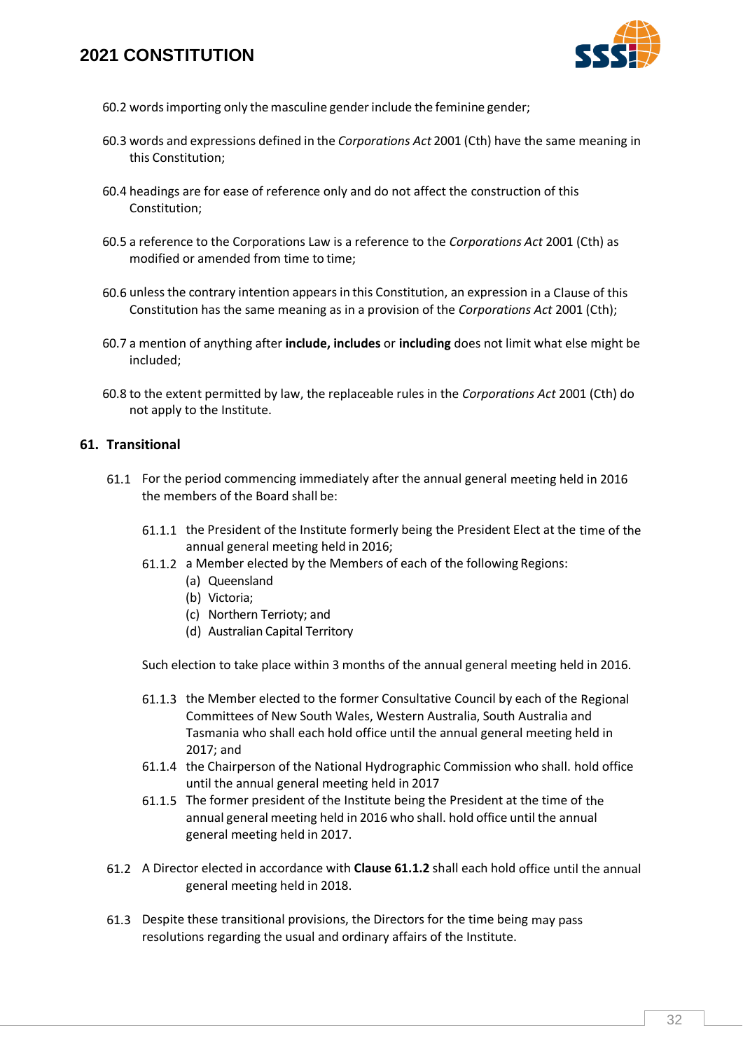60.2 words importing only the masculine gender include the feminine gender;

60.3 words and expressions defined in the *Corporations Act* 2001 (Cth) have the same meaning in this Constitution;

60.4 headings are for ease of reference only and do not affect the construction of this Constitution;

60.5 a reference to the Corporations Law is a reference to the *Corporations Act* 2001 (Cth) as modified or amended from time to time;

60.6 unless the contrary intention appears in this Constitution, an expression in a Clause of this Constitution has the same meaning as in a provision of the *Corporations Act* 2001 (Cth);

60.7 a mention of anything after **include, includes** or **including** does not limit what else might be included;

60.8 to the extent permitted by law, the replaceable rules in the *Corporations Act* 2001 (Cth) do not apply to the Institute.

## 61. Transitional

61.1 For the period commencing immediately after the annual general meeting held in 2016 the members of the Board shall be:

61.1.1 the President of the Institute formerly being the President Elect at the time of the annual general meeting held in 2016;

61.1.2 a Member elected by the Members of each of the following Regions:

(a) Queensland
(b) Victoria;
(c) Northern Terrioty; and
(d) Australian Capital Territory

Such election to take place within 3 months of the annual general meeting held in 2016.

61.1.3 the Member elected to the former Consultative Council by each of the Regional Committees of New South Wales, Western Australia, South Australia and Tasmania who shall each hold office until the annual general meeting held in 2017; and

61.1.4 the Chairperson of the National Hydrographic Commission who shall. hold office until the annual general meeting held in 2017

61.1.5 The former president of the Institute being the President at the time of the annual general meeting held in 2016 who shall. hold office until the annual general meeting held in 2017.

61.2 A Director elected in accordance with **Clause 61.1.2** shall each hold office until the annual general meeting held in 2018.

61.3 Despite these transitional provisions, the Directors for the time being may pass resolutions regarding the usual and ordinary affairs of the Institute.